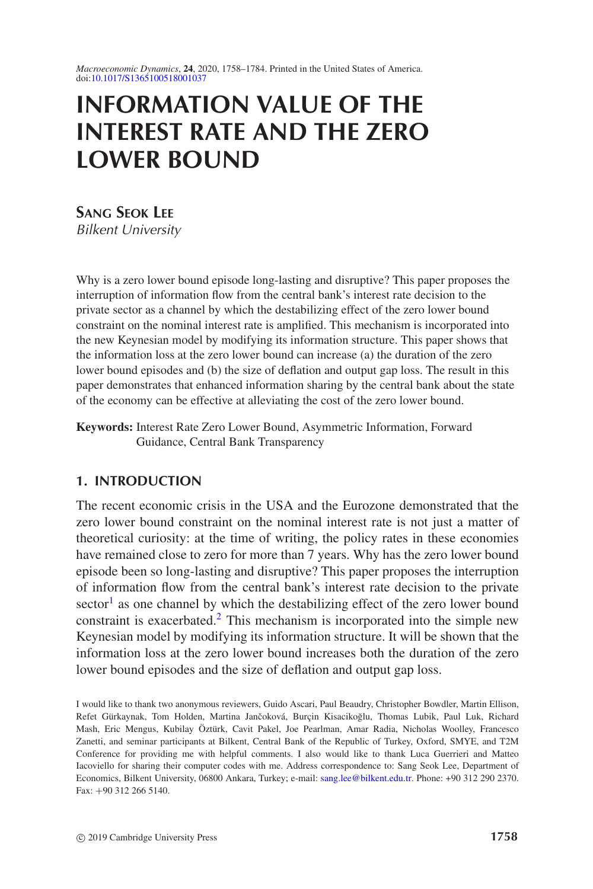# INFORMATION VALUE OF THE INTEREST RATE AND THE ZERO LOWER BOUND

**SANG SEOK LEE**
*Bilkent University*

Why is a zero lower bound episode long-lasting and disruptive? This paper proposes the interruption of information flow from the central bank's interest rate decision to the private sector as a channel by which the destabilizing effect of the zero lower bound constraint on the nominal interest rate is amplified. This mechanism is incorporated into the new Keynesian model by modifying its information structure. This paper shows that the information loss at the zero lower bound can increase (a) the duration of the zero lower bound episodes and (b) the size of deflation and output gap loss. The result in this paper demonstrates that enhanced information sharing by the central bank about the state of the economy can be effective at alleviating the cost of the zero lower bound.

**Keywords:** Interest Rate Zero Lower Bound, Asymmetric Information, Forward Guidance, Central Bank Transparency

## 1. INTRODUCTION

The recent economic crisis in the USA and the Eurozone demonstrated that the zero lower bound constraint on the nominal interest rate is not just a matter of theoretical curiosity: at the time of writing, the policy rates in these economies have remained close to zero for more than 7 years. Why has the zero lower bound episode been so long-lasting and disruptive? This paper proposes the interruption of information flow from the central bank's interest rate decision to the private sector[1] as one channel by which the destabilizing effect of the zero lower bound constraint is exacerbated.[2] This mechanism is incorporated into the simple new Keynesian model by modifying its information structure. It will be shown that the information loss at the zero lower bound increases both the duration of the zero lower bound episodes and the size of deflation and output gap loss.

I would like to thank two anonymous reviewers, Guido Ascari, Paul Beaudry, Christopher Bowdler, Martin Ellison, Refet Gürkaynak, Tom Holden, Martina Jančoková, Burçin Kisacikoğlu, Thomas Lubik, Paul Luk, Richard Mash, Eric Mengus, Kubilay Öztürk, Cavit Pakel, Joe Pearlman, Amar Radia, Nicholas Woolley, Francesco Zanetti, and seminar participants at Bilkent, Central Bank of the Republic of Turkey, Oxford, SMYE, and T2M Conference for providing me with helpful comments. I also would like to thank Luca Guerrieri and Matteo Iacoviello for sharing their computer codes with me. Address correspondence to: Sang Seok Lee, Department of Economics, Bilkent University, 06800 Ankara, Turkey; e-mail: sang.lee@bilkent.edu.tr. Phone: +90 312 290 2370. Fax: +90 312 266 5140.

© 2019 Cambridge University Press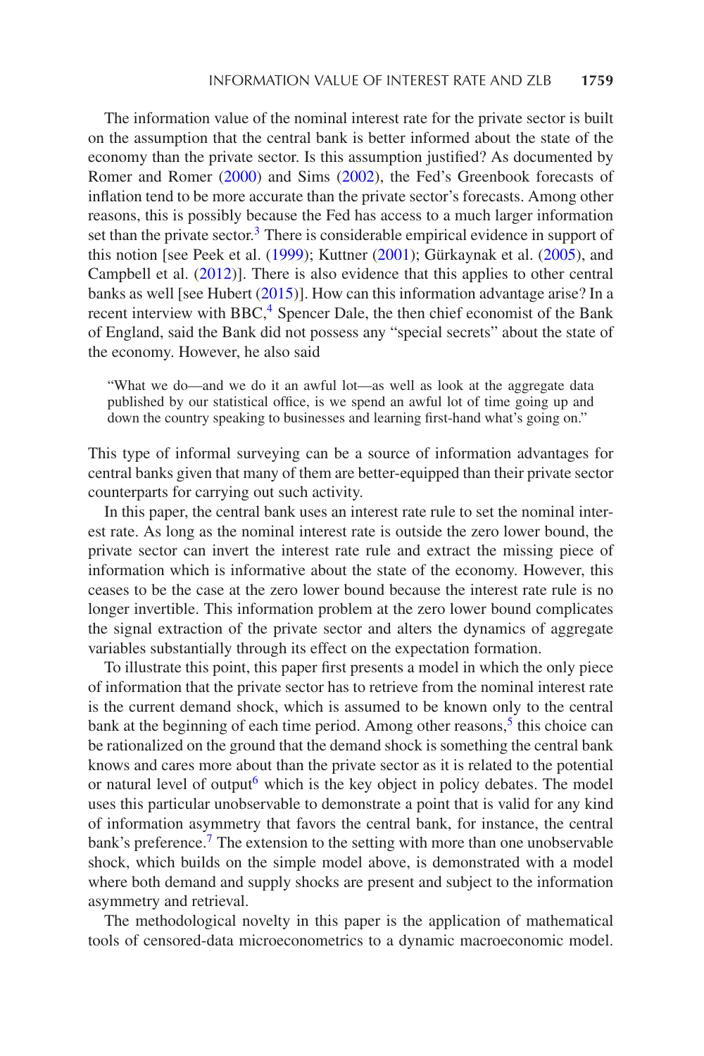The information value of the nominal interest rate for the private sector is built on the assumption that the central bank is better informed about the state of the economy than the private sector. Is this assumption justified? As documented by Romer and Romer (2000) and Sims (2002), the Fed's Greenbook forecasts of inflation tend to be more accurate than the private sector's forecasts. Among other reasons, this is possibly because the Fed has access to a much larger information set than the private sector.[3] There is considerable empirical evidence in support of this notion [see Peek et al. (1999); Kuttner (2001); Gürkaynak et al. (2005), and Campbell et al. (2012)]. There is also evidence that this applies to other central banks as well [see Hubert (2015)]. How can this information advantage arise? In a recent interview with BBC,[4] Spencer Dale, the then chief economist of the Bank of England, said the Bank did not possess any "special secrets" about the state of the economy. However, he also said

> "What we do—and we do it an awful lot—as well as look at the aggregate data published by our statistical office, is we spend an awful lot of time going up and down the country speaking to businesses and learning first-hand what's going on."

This type of informal surveying can be a source of information advantages for central banks given that many of them are better-equipped than their private sector counterparts for carrying out such activity.

In this paper, the central bank uses an interest rate rule to set the nominal interest rate. As long as the nominal interest rate is outside the zero lower bound, the private sector can invert the interest rate rule and extract the missing piece of information which is informative about the state of the economy. However, this ceases to be the case at the zero lower bound because the interest rate rule is no longer invertible. This information problem at the zero lower bound complicates the signal extraction of the private sector and alters the dynamics of aggregate variables substantially through its effect on the expectation formation.

To illustrate this point, this paper first presents a model in which the only piece of information that the private sector has to retrieve from the nominal interest rate is the current demand shock, which is assumed to be known only to the central bank at the beginning of each time period. Among other reasons,[5] this choice can be rationalized on the ground that the demand shock is something the central bank knows and cares more about than the private sector as it is related to the potential or natural level of output[6] which is the key object in policy debates. The model uses this particular unobservable to demonstrate a point that is valid for any kind of information asymmetry that favors the central bank, for instance, the central bank's preference.[7] The extension to the setting with more than one unobservable shock, which builds on the simple model above, is demonstrated with a model where both demand and supply shocks are present and subject to the information asymmetry and retrieval.

The methodological novelty in this paper is the application of mathematical tools of censored-data microeconometrics to a dynamic macroeconomic model.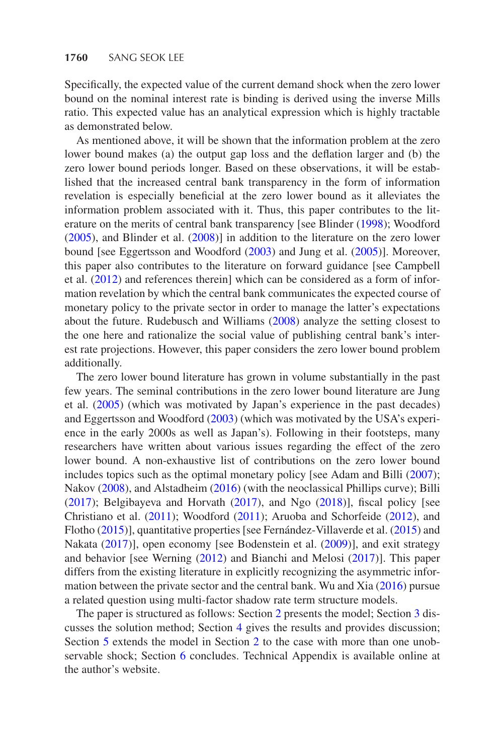Specifically, the expected value of the current demand shock when the zero lower bound on the nominal interest rate is binding is derived using the inverse Mills ratio. This expected value has an analytical expression which is highly tractable as demonstrated below.

As mentioned above, it will be shown that the information problem at the zero lower bound makes (a) the output gap loss and the deflation larger and (b) the zero lower bound periods longer. Based on these observations, it will be established that the increased central bank transparency in the form of information revelation is especially beneficial at the zero lower bound as it alleviates the information problem associated with it. Thus, this paper contributes to the literature on the merits of central bank transparency [see Blinder (1998); Woodford (2005), and Blinder et al. (2008)] in addition to the literature on the zero lower bound [see Eggertsson and Woodford (2003) and Jung et al. (2005)]. Moreover, this paper also contributes to the literature on forward guidance [see Campbell et al. (2012) and references therein] which can be considered as a form of information revelation by which the central bank communicates the expected course of monetary policy to the private sector in order to manage the latter's expectations about the future. Rudebusch and Williams (2008) analyze the setting closest to the one here and rationalize the social value of publishing central bank's interest rate projections. However, this paper considers the zero lower bound problem additionally.

The zero lower bound literature has grown in volume substantially in the past few years. The seminal contributions in the zero lower bound literature are Jung et al. (2005) (which was motivated by Japan's experience in the past decades) and Eggertsson and Woodford (2003) (which was motivated by the USA's experience in the early 2000s as well as Japan's). Following in their footsteps, many researchers have written about various issues regarding the effect of the zero lower bound. A non-exhaustive list of contributions on the zero lower bound includes topics such as the optimal monetary policy [see Adam and Billi (2007); Nakov (2008), and Alstadheim (2016) (with the neoclassical Phillips curve); Billi (2017); Belgibayeva and Horvath (2017), and Ngo (2018)], fiscal policy [see Christiano et al. (2011); Woodford (2011); Aruoba and Schorfeide (2012), and Flotho (2015)], quantitative properties [see Fernández-Villaverde et al. (2015) and Nakata (2017)], open economy [see Bodenstein et al. (2009)], and exit strategy and behavior [see Werning (2012) and Bianchi and Melosi (2017)]. This paper differs from the existing literature in explicitly recognizing the asymmetric information between the private sector and the central bank. Wu and Xia (2016) pursue a related question using multi-factor shadow rate term structure models.

The paper is structured as follows: Section 2 presents the model; Section 3 discusses the solution method; Section 4 gives the results and provides discussion; Section 5 extends the model in Section 2 to the case with more than one unobservable shock; Section 6 concludes. Technical Appendix is available online at the author's website.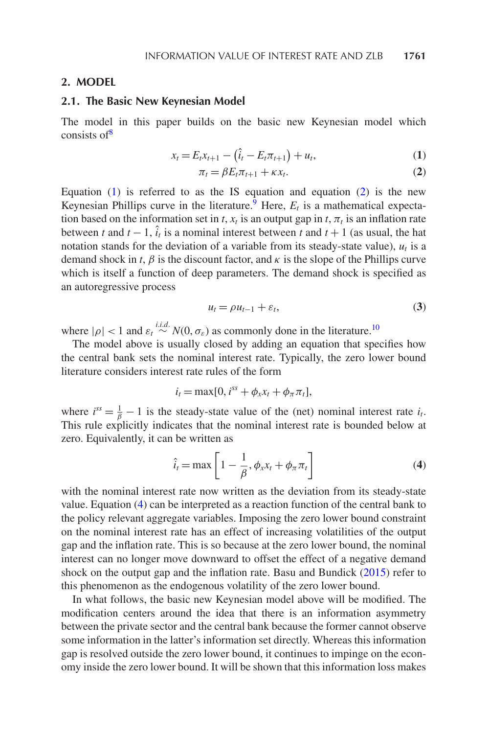## 2. MODEL

### 2.1. The Basic New Keynesian Model

The model in this paper builds on the basic new Keynesian model which consists of[8]

$$x_t = E_t x_{t+1} - \left(\hat{i}_t - E_t \pi_{t+1}\right) + u_t, \tag{1}$$

$$\pi_t = \beta E_t \pi_{t+1} + \kappa x_t. \tag{2}$$

Equation (1) is referred to as the IS equation and equation (2) is the new Keynesian Phillips curve in the literature.[9] Here, $E_t$ is a mathematical expectation based on the information set in $t$, $x_t$ is an output gap in $t$, $\pi_t$ is an inflation rate between $t$ and $t-1$, $\hat{i}_t$ is a nominal interest between $t$ and $t+1$ (as usual, the hat notation stands for the deviation of a variable from its steady-state value), $u_t$ is a demand shock in $t$, $\beta$ is the discount factor, and $\kappa$ is the slope of the Phillips curve which is itself a function of deep parameters. The demand shock is specified as an autoregressive process

$$u_t = \rho u_{t-1} + \varepsilon_t, \tag{3}$$

where $|\rho| < 1$ and $\varepsilon_t \overset{i.i.d.}{\sim} N(0, \sigma_\varepsilon)$ as commonly done in the literature.[10]

The model above is usually closed by adding an equation that specifies how the central bank sets the nominal interest rate. Typically, the zero lower bound literature considers interest rate rules of the form

$$i_t = \max[0, i^{ss} + \phi_x x_t + \phi_\pi \pi_t],$$

where $i^{ss} = \frac{1}{\beta} - 1$ is the steady-state value of the (net) nominal interest rate $i_t$. This rule explicitly indicates that the nominal interest rate is bounded below at zero. Equivalently, it can be written as

$$\hat{i}_t = \max\left[1 - \frac{1}{\beta}, \phi_x x_t + \phi_\pi \pi_t\right] \tag{4}$$

with the nominal interest rate now written as the deviation from its steady-state value. Equation (4) can be interpreted as a reaction function of the central bank to the policy relevant aggregate variables. Imposing the zero lower bound constraint on the nominal interest rate has an effect of increasing volatilities of the output gap and the inflation rate. This is so because at the zero lower bound, the nominal interest can no longer move downward to offset the effect of a negative demand shock on the output gap and the inflation rate. Basu and Bundick (2015) refer to this phenomenon as the endogenous volatility of the zero lower bound.

In what follows, the basic new Keynesian model above will be modified. The modification centers around the idea that there is an information asymmetry between the private sector and the central bank because the former cannot observe some information in the latter's information set directly. Whereas this information gap is resolved outside the zero lower bound, it continues to impinge on the economy inside the zero lower bound. It will be shown that this information loss makes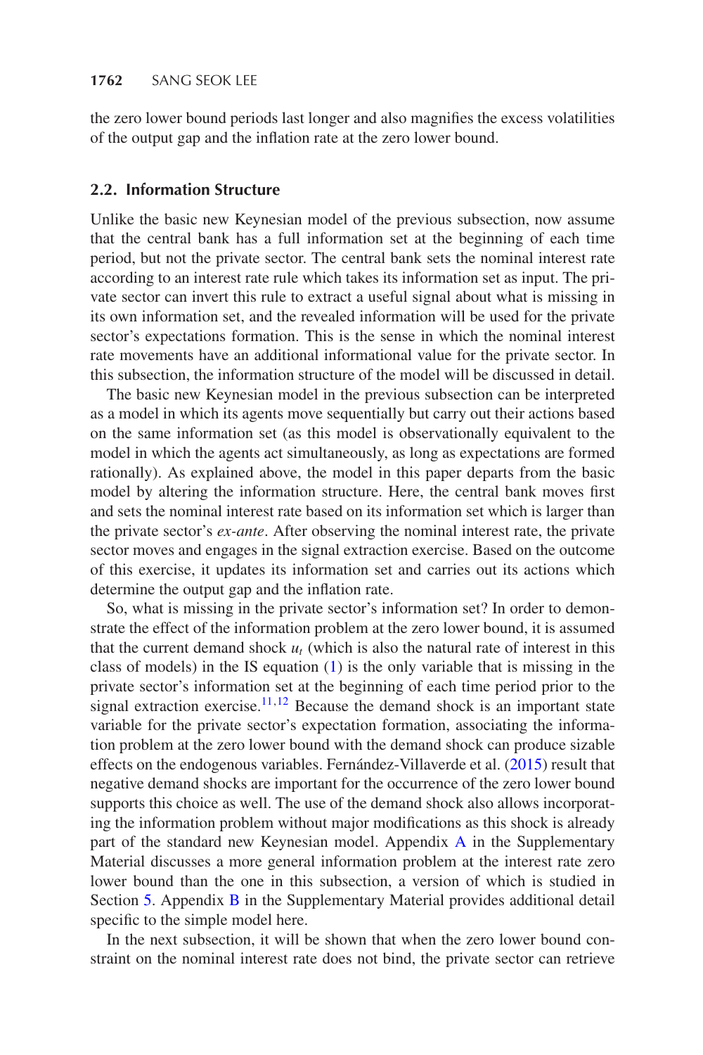the zero lower bound periods last longer and also magnifies the excess volatilities of the output gap and the inflation rate at the zero lower bound.

## 2.2. Information Structure

Unlike the basic new Keynesian model of the previous subsection, now assume that the central bank has a full information set at the beginning of each time period, but not the private sector. The central bank sets the nominal interest rate according to an interest rate rule which takes its information set as input. The private sector can invert this rule to extract a useful signal about what is missing in its own information set, and the revealed information will be used for the private sector's expectations formation. This is the sense in which the nominal interest rate movements have an additional informational value for the private sector. In this subsection, the information structure of the model will be discussed in detail.

The basic new Keynesian model in the previous subsection can be interpreted as a model in which its agents move sequentially but carry out their actions based on the same information set (as this model is observationally equivalent to the model in which the agents act simultaneously, as long as expectations are formed rationally). As explained above, the model in this paper departs from the basic model by altering the information structure. Here, the central bank moves first and sets the nominal interest rate based on its information set which is larger than the private sector's *ex-ante*. After observing the nominal interest rate, the private sector moves and engages in the signal extraction exercise. Based on the outcome of this exercise, it updates its information set and carries out its actions which determine the output gap and the inflation rate.

So, what is missing in the private sector's information set? In order to demonstrate the effect of the information problem at the zero lower bound, it is assumed that the current demand shock $u_t$ (which is also the natural rate of interest in this class of models) in the IS equation (1) is the only variable that is missing in the private sector's information set at the beginning of each time period prior to the signal extraction exercise.[11,12] Because the demand shock is an important state variable for the private sector's expectation formation, associating the information problem at the zero lower bound with the demand shock can produce sizable effects on the endogenous variables. Fernández-Villaverde et al. (2015) result that negative demand shocks are important for the occurrence of the zero lower bound supports this choice as well. The use of the demand shock also allows incorporating the information problem without major modifications as this shock is already part of the standard new Keynesian model. Appendix A in the Supplementary Material discusses a more general information problem at the interest rate zero lower bound than the one in this subsection, a version of which is studied in Section 5. Appendix B in the Supplementary Material provides additional detail specific to the simple model here.

In the next subsection, it will be shown that when the zero lower bound constraint on the nominal interest rate does not bind, the private sector can retrieve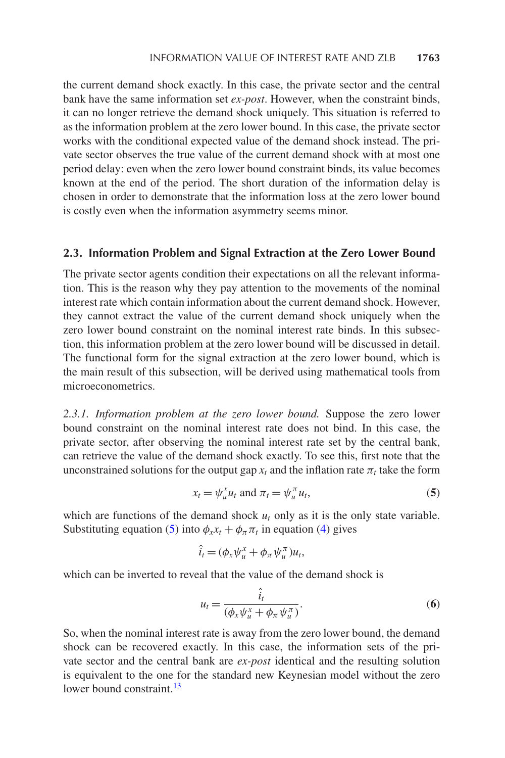the current demand shock exactly. In this case, the private sector and the central bank have the same information set *ex-post*. However, when the constraint binds, it can no longer retrieve the demand shock uniquely. This situation is referred to as the information problem at the zero lower bound. In this case, the private sector works with the conditional expected value of the demand shock instead. The private sector observes the true value of the current demand shock with at most one period delay: even when the zero lower bound constraint binds, its value becomes known at the end of the period. The short duration of the information delay is chosen in order to demonstrate that the information loss at the zero lower bound is costly even when the information asymmetry seems minor.

### 2.3. Information Problem and Signal Extraction at the Zero Lower Bound

The private sector agents condition their expectations on all the relevant information. This is the reason why they pay attention to the movements of the nominal interest rate which contain information about the current demand shock. However, they cannot extract the value of the current demand shock uniquely when the zero lower bound constraint on the nominal interest rate binds. In this subsection, this information problem at the zero lower bound will be discussed in detail. The functional form for the signal extraction at the zero lower bound, which is the main result of this subsection, will be derived using mathematical tools from microeconometrics.

*2.3.1. Information problem at the zero lower bound.* Suppose the zero lower bound constraint on the nominal interest rate does not bind. In this case, the private sector, after observing the nominal interest rate set by the central bank, can retrieve the value of the demand shock exactly. To see this, first note that the unconstrained solutions for the output gap $x_t$ and the inflation rate $\pi_t$ take the form

$$x_t = \psi_u^x u_t \text{ and } \pi_t = \psi_u^\pi u_t, \tag{5}$$

which are functions of the demand shock $u_t$ only as it is the only state variable. Substituting equation (5) into $\phi_x x_t + \phi_\pi \pi_t$ in equation (4) gives

$$\hat{i}_t = (\phi_x \psi_u^x + \phi_\pi \psi_u^\pi) u_t,$$

which can be inverted to reveal that the value of the demand shock is

$$u_t = \frac{\hat{i}_t}{(\phi_x \psi_u^x + \phi_\pi \psi_u^\pi)}. \tag{6}$$

So, when the nominal interest rate is away from the zero lower bound, the demand shock can be recovered exactly. In this case, the information sets of the private sector and the central bank are *ex-post* identical and the resulting solution is equivalent to the one for the standard new Keynesian model without the zero lower bound constraint.[13]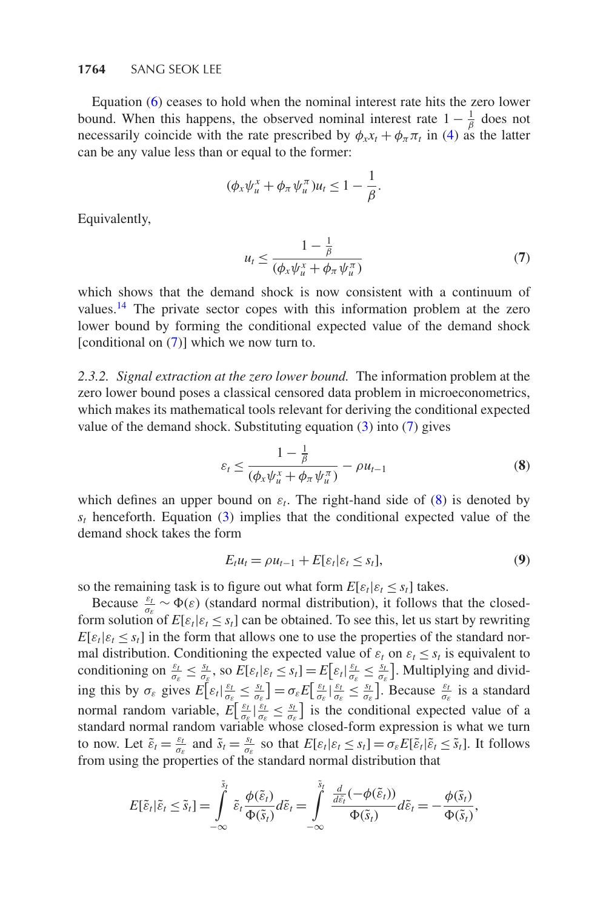Equation (6) ceases to hold when the nominal interest rate hits the zero lower bound. When this happens, the observed nominal interest rate $1 - \frac{1}{\beta}$ does not necessarily coincide with the rate prescribed by $\phi_x x_t + \phi_\pi \pi_t$ in (4) as the latter can be any value less than or equal to the former:

$$(\phi_x \psi_u^x + \phi_\pi \psi_u^\pi) u_t \leq 1 - \frac{1}{\beta}.$$

Equivalently,

$$u_t \leq \frac{1 - \frac{1}{\beta}}{(\phi_x \psi_u^x + \phi_\pi \psi_u^\pi)} \tag{7}$$

which shows that the demand shock is now consistent with a continuum of values.[14] The private sector copes with this information problem at the zero lower bound by forming the conditional expected value of the demand shock [conditional on (7)] which we now turn to.

*2.3.2. Signal extraction at the zero lower bound.* The information problem at the zero lower bound poses a classical censored data problem in microeconometrics, which makes its mathematical tools relevant for deriving the conditional expected value of the demand shock. Substituting equation (3) into (7) gives

$$\varepsilon_t \leq \frac{1 - \frac{1}{\beta}}{(\phi_x \psi_u^x + \phi_\pi \psi_u^\pi)} - \rho u_{t-1} \tag{8}$$

which defines an upper bound on $\varepsilon_t$. The right-hand side of (8) is denoted by $s_t$ henceforth. Equation (3) implies that the conditional expected value of the demand shock takes the form

$$E_t u_t = \rho u_{t-1} + E[\varepsilon_t | \varepsilon_t \leq s_t], \tag{9}$$

so the remaining task is to figure out what form $E[\varepsilon_t | \varepsilon_t \leq s_t]$ takes.

Because $\frac{\varepsilon_t}{\sigma_\varepsilon} \sim \Phi(\varepsilon)$ (standard normal distribution), it follows that the closed-form solution of $E[\varepsilon_t | \varepsilon_t \leq s_t]$ can be obtained. To see this, let us start by rewriting $E[\varepsilon_t | \varepsilon_t \leq s_t]$ in the form that allows one to use the properties of the standard normal distribution. Conditioning the expected value of $\varepsilon_t$ on $\varepsilon_t \leq s_t$ is equivalent to conditioning on $\frac{\varepsilon_t}{\sigma_\varepsilon} \leq \frac{s_t}{\sigma_\varepsilon}$, so $E[\varepsilon_t | \varepsilon_t \leq s_t] = E\left[\varepsilon_t | \frac{\varepsilon_t}{\sigma_\varepsilon} \leq \frac{s_t}{\sigma_\varepsilon}\right]$. Multiplying and dividing this by $\sigma_\varepsilon$ gives $E\left[\varepsilon_t | \frac{\varepsilon_t}{\sigma_\varepsilon} \leq \frac{s_t}{\sigma_\varepsilon}\right] = \sigma_\varepsilon E\left[\frac{\varepsilon_t}{\sigma_\varepsilon} | \frac{\varepsilon_t}{\sigma_\varepsilon} \leq \frac{s_t}{\sigma_\varepsilon}\right]$. Because $\frac{\varepsilon_t}{\sigma_\varepsilon}$ is a standard normal random variable, $E\left[\frac{\varepsilon_t}{\sigma_\varepsilon} | \frac{\varepsilon_t}{\sigma_\varepsilon} \leq \frac{s_t}{\sigma_\varepsilon}\right]$ is the conditional expected value of a standard normal random variable whose closed-form expression is what we turn to now. Let $\tilde{\varepsilon}_t = \frac{\varepsilon_t}{\sigma_\varepsilon}$ and $\tilde{s}_t = \frac{s_t}{\sigma_\varepsilon}$ so that $E[\varepsilon_t | \varepsilon_t \leq s_t] = \sigma_\varepsilon E[\tilde{\varepsilon}_t | \tilde{\varepsilon}_t \leq \tilde{s}_t]$. It follows from using the properties of the standard normal distribution that

$$E[\tilde{\varepsilon}_t | \tilde{\varepsilon}_t \leq \tilde{s}_t] = \int_{-\infty}^{\tilde{s}_t} \tilde{\varepsilon}_t \frac{\phi(\tilde{\varepsilon}_t)}{\Phi(\tilde{s}_t)} d\tilde{\varepsilon}_t = \int_{-\infty}^{\tilde{s}_t} \frac{\frac{d}{d\tilde{\varepsilon}_t}(-\phi(\tilde{\varepsilon}_t))}{\Phi(\tilde{s}_t)} d\tilde{\varepsilon}_t = -\frac{\phi(\tilde{s}_t)}{\Phi(\tilde{s}_t)},$$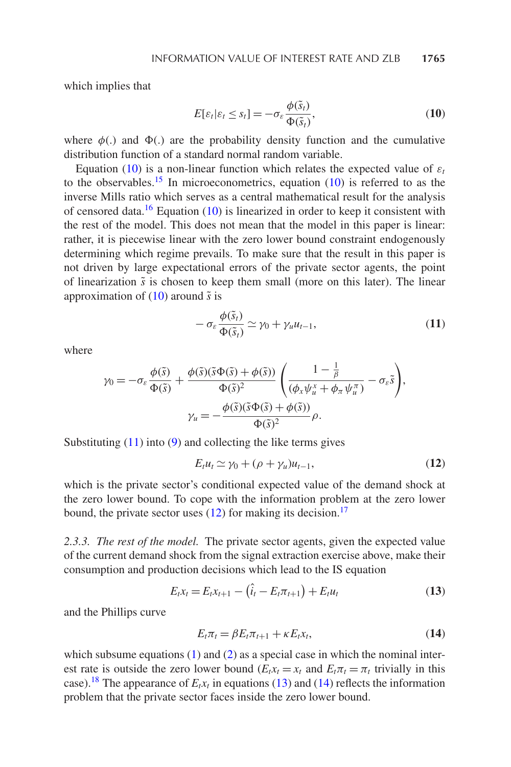which implies that

$$E[\varepsilon_t|\varepsilon_t \leq s_t] = -\sigma_\varepsilon \frac{\phi(\tilde{s}_t)}{\Phi(\tilde{s}_t)}, \tag{10}$$

where $\phi(.)$ and $\Phi(.)$ are the probability density function and the cumulative distribution function of a standard normal random variable.

Equation (10) is a non-linear function which relates the expected value of $\varepsilon_t$ to the observables.[15] In microeconometrics, equation (10) is referred to as the inverse Mills ratio which serves as a central mathematical result for the analysis of censored data.[16] Equation (10) is linearized in order to keep it consistent with the rest of the model. This does not mean that the model in this paper is linear: rather, it is piecewise linear with the zero lower bound constraint endogenously determining which regime prevails. To make sure that the result in this paper is not driven by large expectational errors of the private sector agents, the point of linearization $\tilde{s}$ is chosen to keep them small (more on this later). The linear approximation of (10) around $\tilde{s}$ is

$$-\sigma_\varepsilon \frac{\phi(\tilde{s}_t)}{\Phi(\tilde{s}_t)} \simeq \gamma_0 + \gamma_u u_{t-1}, \tag{11}$$

where

$$\gamma_0 = -\sigma_\varepsilon \frac{\phi(\tilde{s})}{\Phi(\tilde{s})} + \frac{\phi(\tilde{s})(\tilde{s}\Phi(\tilde{s}) + \phi(\tilde{s}))}{\Phi(\tilde{s})^2} \left( \frac{1 - \frac{1}{\beta}}{(\phi_x \psi_u^x + \phi_\pi \psi_u^\pi)} - \sigma_\varepsilon \tilde{s} \right),$$

$$\gamma_u = -\frac{\phi(\tilde{s})(\tilde{s}\Phi(\tilde{s}) + \phi(\tilde{s}))}{\Phi(\tilde{s})^2} \rho.$$

Substituting (11) into (9) and collecting the like terms gives

$$E_t u_t \simeq \gamma_0 + (\rho + \gamma_u) u_{t-1}, \tag{12}$$

which is the private sector's conditional expected value of the demand shock at the zero lower bound. To cope with the information problem at the zero lower bound, the private sector uses (12) for making its decision.[17]

*2.3.3. The rest of the model.* The private sector agents, given the expected value of the current demand shock from the signal extraction exercise above, make their consumption and production decisions which lead to the IS equation

$$E_t x_t = E_t x_{t+1} - \left( \hat{i}_t - E_t \pi_{t+1} \right) + E_t u_t \tag{13}$$

and the Phillips curve

$$E_t \pi_t = \beta E_t \pi_{t+1} + \kappa E_t x_t, \tag{14}$$

which subsume equations (1) and (2) as a special case in which the nominal interest rate is outside the zero lower bound ($E_t x_t = x_t$ and $E_t \pi_t = \pi_t$ trivially in this case).[18] The appearance of $E_t x_t$ in equations (13) and (14) reflects the information problem that the private sector faces inside the zero lower bound.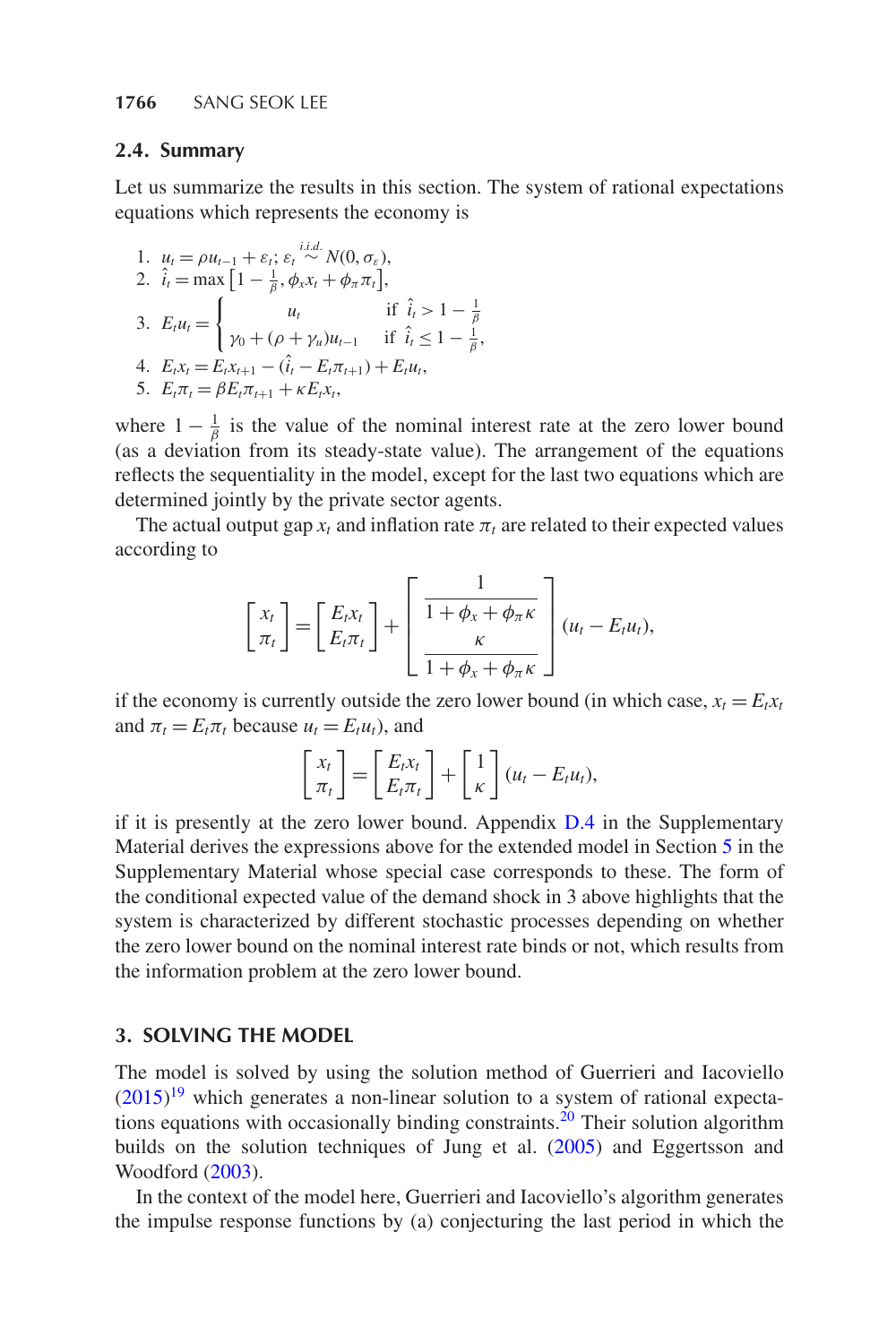### 2.4. Summary

Let us summarize the results in this section. The system of rational expectations equations which represents the economy is

1. $u_t = \rho u_{t-1} + \varepsilon_t;\ \varepsilon_t \overset{i.i.d.}{\sim} N(0, \sigma_\varepsilon)$,
2. $\hat{i}_t = \max\left[1 - \frac{1}{\beta}, \phi_x x_t + \phi_\pi \pi_t\right]$,
3. $E_t u_t = \begin{cases} u_t & \text{if } \hat{i}_t > 1 - \frac{1}{\beta} \\ \gamma_0 + (\rho + \gamma_u) u_{t-1} & \text{if } \hat{i}_t \leq 1 - \frac{1}{\beta}, \end{cases}$
4. $E_t x_t = E_t x_{t+1} - (\hat{i}_t - E_t \pi_{t+1}) + E_t u_t$,
5. $E_t \pi_t = \beta E_t \pi_{t+1} + \kappa E_t x_t$,

where $1 - \frac{1}{\beta}$ is the value of the nominal interest rate at the zero lower bound (as a deviation from its steady-state value). The arrangement of the equations reflects the sequentiality in the model, except for the last two equations which are determined jointly by the private sector agents.

The actual output gap $x_t$ and inflation rate $\pi_t$ are related to their expected values according to

$$\begin{bmatrix} x_t \\ \pi_t \end{bmatrix} = \begin{bmatrix} E_t x_t \\ E_t \pi_t \end{bmatrix} + \begin{bmatrix} \dfrac{1}{1 + \phi_x + \phi_\pi \kappa} \\ \dfrac{\kappa}{1 + \phi_x + \phi_\pi \kappa} \end{bmatrix} (u_t - E_t u_t),$$

if the economy is currently outside the zero lower bound (in which case, $x_t = E_t x_t$ and $\pi_t = E_t \pi_t$ because $u_t = E_t u_t$), and

$$\begin{bmatrix} x_t \\ \pi_t \end{bmatrix} = \begin{bmatrix} E_t x_t \\ E_t \pi_t \end{bmatrix} + \begin{bmatrix} 1 \\ \kappa \end{bmatrix} (u_t - E_t u_t),$$

if it is presently at the zero lower bound. Appendix D.4 in the Supplementary Material derives the expressions above for the extended model in Section 5 in the Supplementary Material whose special case corresponds to these. The form of the conditional expected value of the demand shock in 3 above highlights that the system is characterized by different stochastic processes depending on whether the zero lower bound on the nominal interest rate binds or not, which results from the information problem at the zero lower bound.

## 3. SOLVING THE MODEL

The model is solved by using the solution method of Guerrieri and Iacoviello (2015)[19] which generates a non-linear solution to a system of rational expectations equations with occasionally binding constraints.[20] Their solution algorithm builds on the solution techniques of Jung et al. (2005) and Eggertsson and Woodford (2003).

In the context of the model here, Guerrieri and Iacoviello's algorithm generates the impulse response functions by (a) conjecturing the last period in which the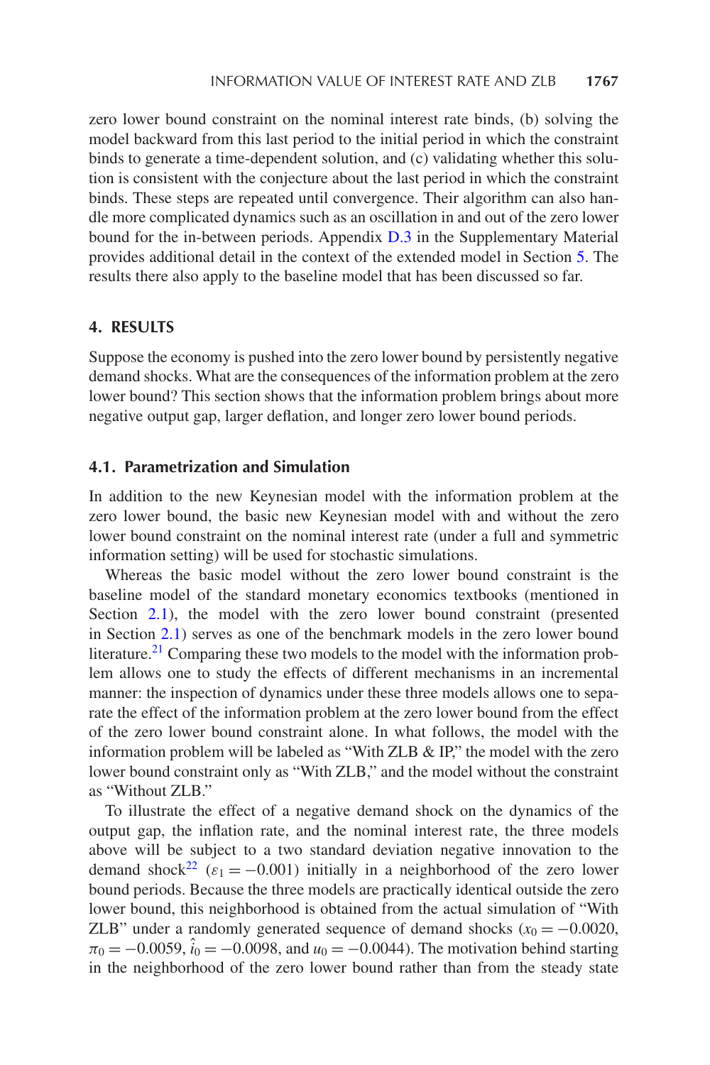zero lower bound constraint on the nominal interest rate binds, (b) solving the model backward from this last period to the initial period in which the constraint binds to generate a time-dependent solution, and (c) validating whether this solution is consistent with the conjecture about the last period in which the constraint binds. These steps are repeated until convergence. Their algorithm can also handle more complicated dynamics such as an oscillation in and out of the zero lower bound for the in-between periods. Appendix D.3 in the Supplementary Material provides additional detail in the context of the extended model in Section 5. The results there also apply to the baseline model that has been discussed so far.

## 4. RESULTS

Suppose the economy is pushed into the zero lower bound by persistently negative demand shocks. What are the consequences of the information problem at the zero lower bound? This section shows that the information problem brings about more negative output gap, larger deflation, and longer zero lower bound periods.

### 4.1. Parametrization and Simulation

In addition to the new Keynesian model with the information problem at the zero lower bound, the basic new Keynesian model with and without the zero lower bound constraint on the nominal interest rate (under a full and symmetric information setting) will be used for stochastic simulations.

Whereas the basic model without the zero lower bound constraint is the baseline model of the standard monetary economics textbooks (mentioned in Section 2.1), the model with the zero lower bound constraint (presented in Section 2.1) serves as one of the benchmark models in the zero lower bound literature.[21] Comparing these two models to the model with the information problem allows one to study the effects of different mechanisms in an incremental manner: the inspection of dynamics under these three models allows one to separate the effect of the information problem at the zero lower bound from the effect of the zero lower bound constraint alone. In what follows, the model with the information problem will be labeled as "With ZLB & IP," the model with the zero lower bound constraint only as "With ZLB," and the model without the constraint as "Without ZLB."

To illustrate the effect of a negative demand shock on the dynamics of the output gap, the inflation rate, and the nominal interest rate, the three models above will be subject to a two standard deviation negative innovation to the demand shock[22] ($\varepsilon_1 = -0.001$) initially in a neighborhood of the zero lower bound periods. Because the three models are practically identical outside the zero lower bound, this neighborhood is obtained from the actual simulation of "With ZLB" under a randomly generated sequence of demand shocks ($x_0 = -0.0020$, $\pi_0 = -0.0059$, $\hat{i}_0 = -0.0098$, and $u_0 = -0.0044$). The motivation behind starting in the neighborhood of the zero lower bound rather than from the steady state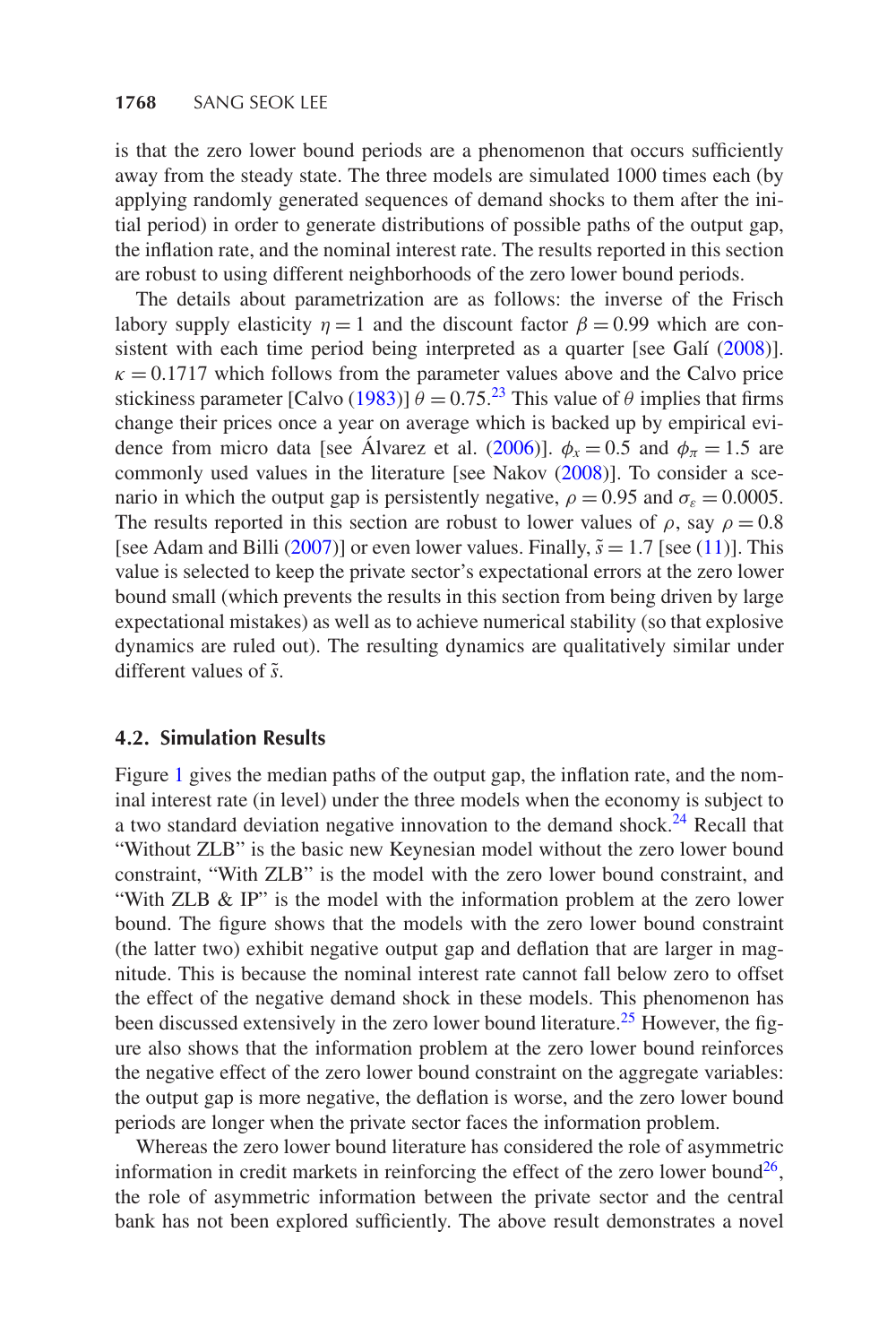is that the zero lower bound periods are a phenomenon that occurs sufficiently away from the steady state. The three models are simulated 1000 times each (by applying randomly generated sequences of demand shocks to them after the initial period) in order to generate distributions of possible paths of the output gap, the inflation rate, and the nominal interest rate. The results reported in this section are robust to using different neighborhoods of the zero lower bound periods.

The details about parametrization are as follows: the inverse of the Frisch labory supply elasticity $\eta = 1$ and the discount factor $\beta = 0.99$ which are consistent with each time period being interpreted as a quarter [see Galí (2008)]. $\kappa = 0.1717$ which follows from the parameter values above and the Calvo price stickiness parameter [Calvo (1983)] $\theta = 0.75$.[23] This value of $\theta$ implies that firms change their prices once a year on average which is backed up by empirical evidence from micro data [see Álvarez et al. (2006)]. $\phi_x = 0.5$ and $\phi_\pi = 1.5$ are commonly used values in the literature [see Nakov (2008)]. To consider a scenario in which the output gap is persistently negative, $\rho = 0.95$ and $\sigma_\varepsilon = 0.0005$. The results reported in this section are robust to lower values of $\rho$, say $\rho = 0.8$ [see Adam and Billi (2007)] or even lower values. Finally, $\tilde{s} = 1.7$ [see (11)]. This value is selected to keep the private sector's expectational errors at the zero lower bound small (which prevents the results in this section from being driven by large expectational mistakes) as well as to achieve numerical stability (so that explosive dynamics are ruled out). The resulting dynamics are qualitatively similar under different values of $\tilde{s}$.

### 4.2. Simulation Results

Figure 1 gives the median paths of the output gap, the inflation rate, and the nominal interest rate (in level) under the three models when the economy is subject to a two standard deviation negative innovation to the demand shock.[24] Recall that "Without ZLB" is the basic new Keynesian model without the zero lower bound constraint, "With ZLB" is the model with the zero lower bound constraint, and "With ZLB & IP" is the model with the information problem at the zero lower bound. The figure shows that the models with the zero lower bound constraint (the latter two) exhibit negative output gap and deflation that are larger in magnitude. This is because the nominal interest rate cannot fall below zero to offset the effect of the negative demand shock in these models. This phenomenon has been discussed extensively in the zero lower bound literature.[25] However, the figure also shows that the information problem at the zero lower bound reinforces the negative effect of the zero lower bound constraint on the aggregate variables: the output gap is more negative, the deflation is worse, and the zero lower bound periods are longer when the private sector faces the information problem.

Whereas the zero lower bound literature has considered the role of asymmetric information in credit markets in reinforcing the effect of the zero lower bound[26], the role of asymmetric information between the private sector and the central bank has not been explored sufficiently. The above result demonstrates a novel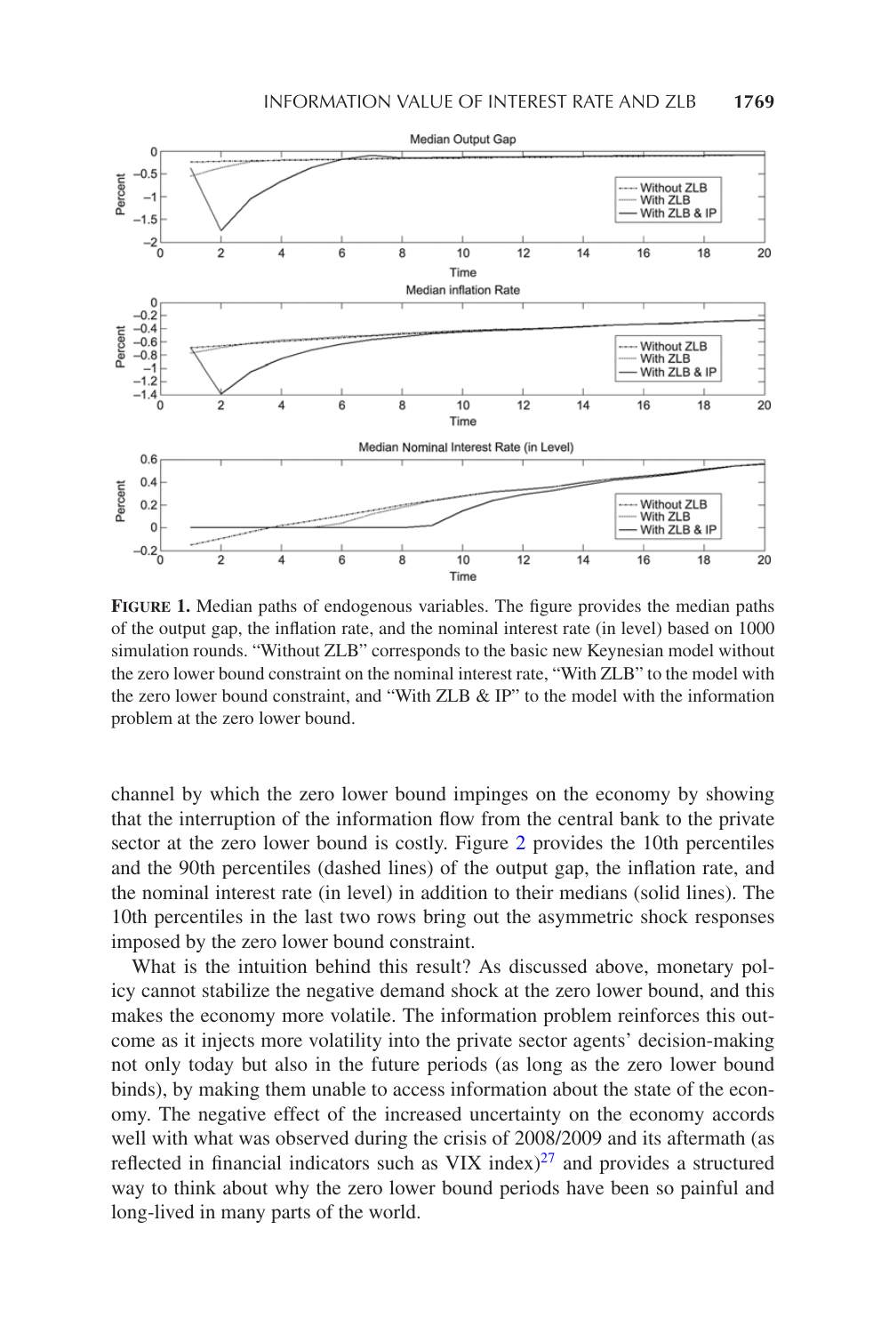**FIGURE 1.** Median paths of endogenous variables. The figure provides the median paths of the output gap, the inflation rate, and the nominal interest rate (in level) based on 1000 simulation rounds. "Without ZLB" corresponds to the basic new Keynesian model without the zero lower bound constraint on the nominal interest rate, "With ZLB" to the model with the zero lower bound constraint, and "With ZLB & IP" to the model with the information problem at the zero lower bound.

channel by which the zero lower bound impinges on the economy by showing that the interruption of the information flow from the central bank to the private sector at the zero lower bound is costly. Figure 2 provides the 10th percentiles and the 90th percentiles (dashed lines) of the output gap, the inflation rate, and the nominal interest rate (in level) in addition to their medians (solid lines). The 10th percentiles in the last two rows bring out the asymmetric shock responses imposed by the zero lower bound constraint.

What is the intuition behind this result? As discussed above, monetary policy cannot stabilize the negative demand shock at the zero lower bound, and this makes the economy more volatile. The information problem reinforces this outcome as it injects more volatility into the private sector agents' decision-making not only today but also in the future periods (as long as the zero lower bound binds), by making them unable to access information about the state of the economy. The negative effect of the increased uncertainty on the economy accords well with what was observed during the crisis of 2008/2009 and its aftermath (as reflected in financial indicators such as VIX index)[27] and provides a structured way to think about why the zero lower bound periods have been so painful and long-lived in many parts of the world.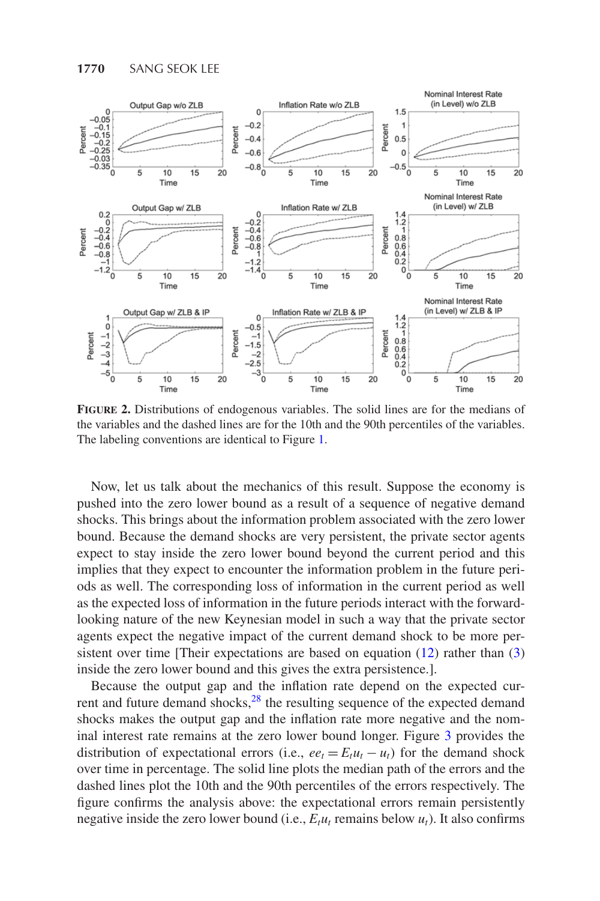**FIGURE 2.** Distributions of endogenous variables. The solid lines are for the medians of the variables and the dashed lines are for the 10th and the 90th percentiles of the variables. The labeling conventions are identical to Figure 1.

Now, let us talk about the mechanics of this result. Suppose the economy is pushed into the zero lower bound as a result of a sequence of negative demand shocks. This brings about the information problem associated with the zero lower bound. Because the demand shocks are very persistent, the private sector agents expect to stay inside the zero lower bound beyond the current period and this implies that they expect to encounter the information problem in the future periods as well. The corresponding loss of information in the current period as well as the expected loss of information in the future periods interact with the forward-looking nature of the new Keynesian model in such a way that the private sector agents expect the negative impact of the current demand shock to be more persistent over time [Their expectations are based on equation (12) rather than (3) inside the zero lower bound and this gives the extra persistence.].

Because the output gap and the inflation rate depend on the expected current and future demand shocks,[28] the resulting sequence of the expected demand shocks makes the output gap and the inflation rate more negative and the nominal interest rate remains at the zero lower bound longer. Figure 3 provides the distribution of expectational errors (i.e., $ee_t = E_t u_t - u_t$) for the demand shock over time in percentage. The solid line plots the median path of the errors and the dashed lines plot the 10th and the 90th percentiles of the errors respectively. The figure confirms the analysis above: the expectational errors remain persistently negative inside the zero lower bound (i.e., $E_t u_t$ remains below $u_t$). It also confirms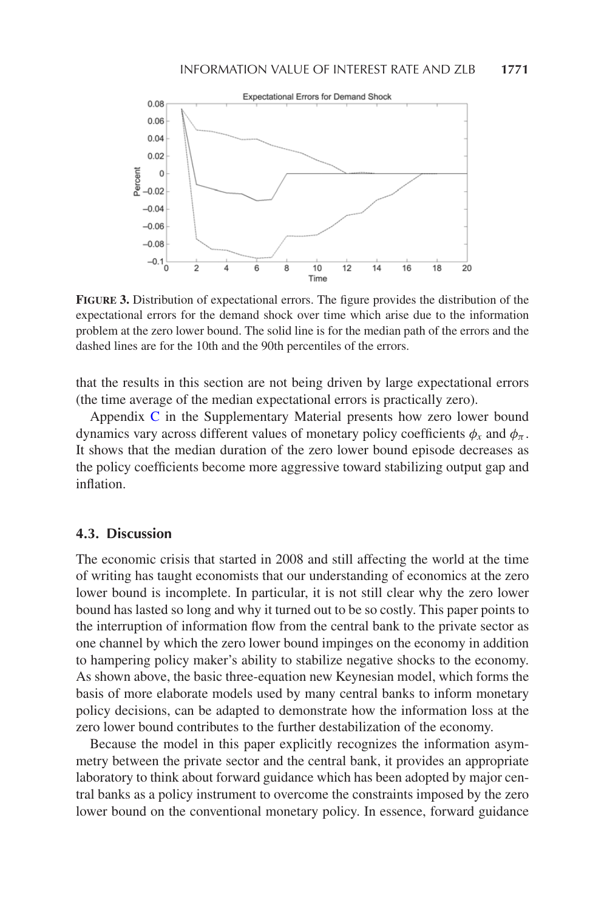Expectational Errors for Demand Shock

0.08
0.06
0.04
0.02
0
−0.02
−0.04
−0.06
−0.08
−0.1

Percent

0 2 4 6 8 10 12 14 16 18 20

Time

**FIGURE 3.** Distribution of expectational errors. The figure provides the distribution of the expectational errors for the demand shock over time which arise due to the information problem at the zero lower bound. The solid line is for the median path of the errors and the dashed lines are for the 10th and the 90th percentiles of the errors.

that the results in this section are not being driven by large expectational errors (the time average of the median expectational errors is practically zero).

Appendix C in the Supplementary Material presents how zero lower bound dynamics vary across different values of monetary policy coefficients $\phi_x$ and $\phi_\pi$. It shows that the median duration of the zero lower bound episode decreases as the policy coefficients become more aggressive toward stabilizing output gap and inflation.

### 4.3. Discussion

The economic crisis that started in 2008 and still affecting the world at the time of writing has taught economists that our understanding of economics at the zero lower bound is incomplete. In particular, it is not still clear why the zero lower bound has lasted so long and why it turned out to be so costly. This paper points to the interruption of information flow from the central bank to the private sector as one channel by which the zero lower bound impinges on the economy in addition to hampering policy maker's ability to stabilize negative shocks to the economy. As shown above, the basic three-equation new Keynesian model, which forms the basis of more elaborate models used by many central banks to inform monetary policy decisions, can be adapted to demonstrate how the information loss at the zero lower bound contributes to the further destabilization of the economy.

Because the model in this paper explicitly recognizes the information asymmetry between the private sector and the central bank, it provides an appropriate laboratory to think about forward guidance which has been adopted by major central banks as a policy instrument to overcome the constraints imposed by the zero lower bound on the conventional monetary policy. In essence, forward guidance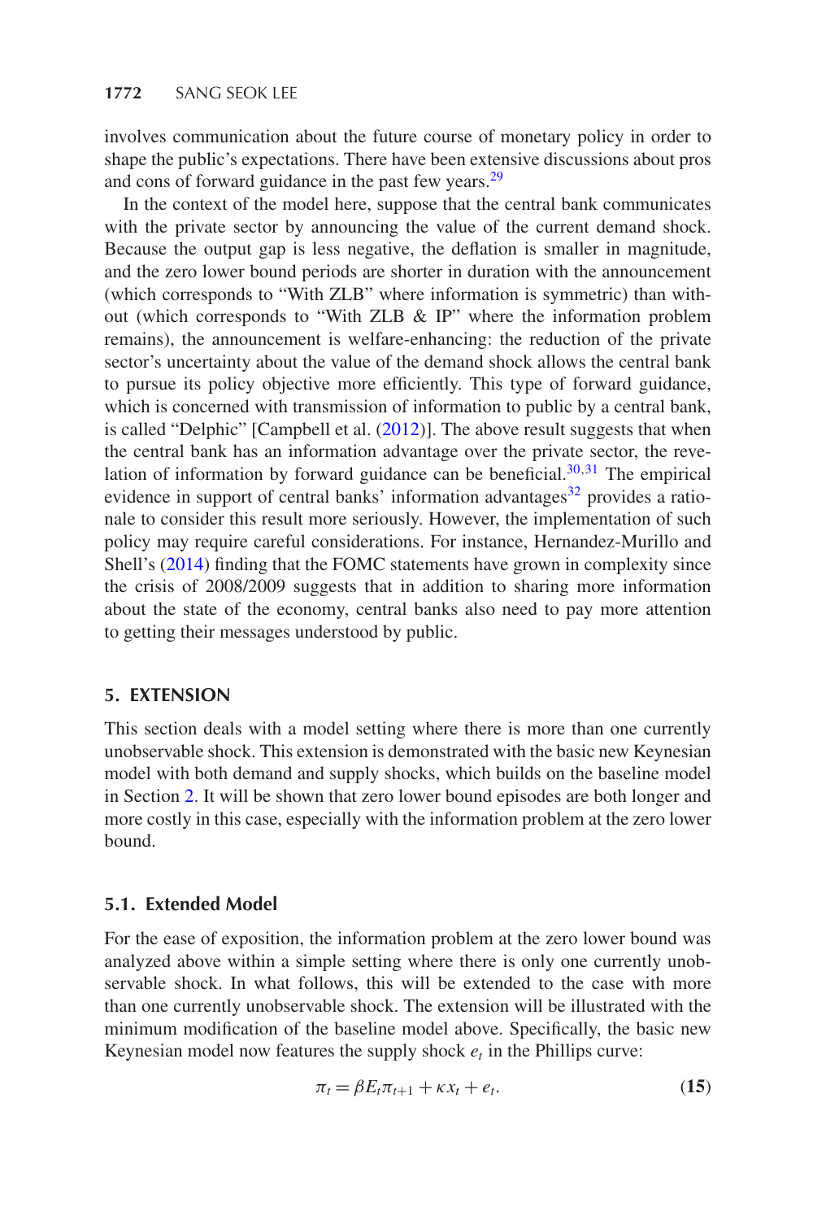involves communication about the future course of monetary policy in order to shape the public's expectations. There have been extensive discussions about pros and cons of forward guidance in the past few years.[29]

In the context of the model here, suppose that the central bank communicates with the private sector by announcing the value of the current demand shock. Because the output gap is less negative, the deflation is smaller in magnitude, and the zero lower bound periods are shorter in duration with the announcement (which corresponds to "With ZLB" where information is symmetric) than without (which corresponds to "With ZLB & IP" where the information problem remains), the announcement is welfare-enhancing: the reduction of the private sector's uncertainty about the value of the demand shock allows the central bank to pursue its policy objective more efficiently. This type of forward guidance, which is concerned with transmission of information to public by a central bank, is called "Delphic" [Campbell et al. (2012)]. The above result suggests that when the central bank has an information advantage over the private sector, the revelation of information by forward guidance can be beneficial.[30,31] The empirical evidence in support of central banks' information advantages[32] provides a rationale to consider this result more seriously. However, the implementation of such policy may require careful considerations. For instance, Hernandez-Murillo and Shell's (2014) finding that the FOMC statements have grown in complexity since the crisis of 2008/2009 suggests that in addition to sharing more information about the state of the economy, central banks also need to pay more attention to getting their messages understood by public.

## 5. EXTENSION

This section deals with a model setting where there is more than one currently unobservable shock. This extension is demonstrated with the basic new Keynesian model with both demand and supply shocks, which builds on the baseline model in Section 2. It will be shown that zero lower bound episodes are both longer and more costly in this case, especially with the information problem at the zero lower bound.

### 5.1. Extended Model

For the ease of exposition, the information problem at the zero lower bound was analyzed above within a simple setting where there is only one currently unobservable shock. In what follows, this will be extended to the case with more than one currently unobservable shock. The extension will be illustrated with the minimum modification of the baseline model above. Specifically, the basic new Keynesian model now features the supply shock $e_t$ in the Phillips curve:

$$\pi_t = \beta E_t \pi_{t+1} + \kappa x_t + e_t. \qquad (15)$$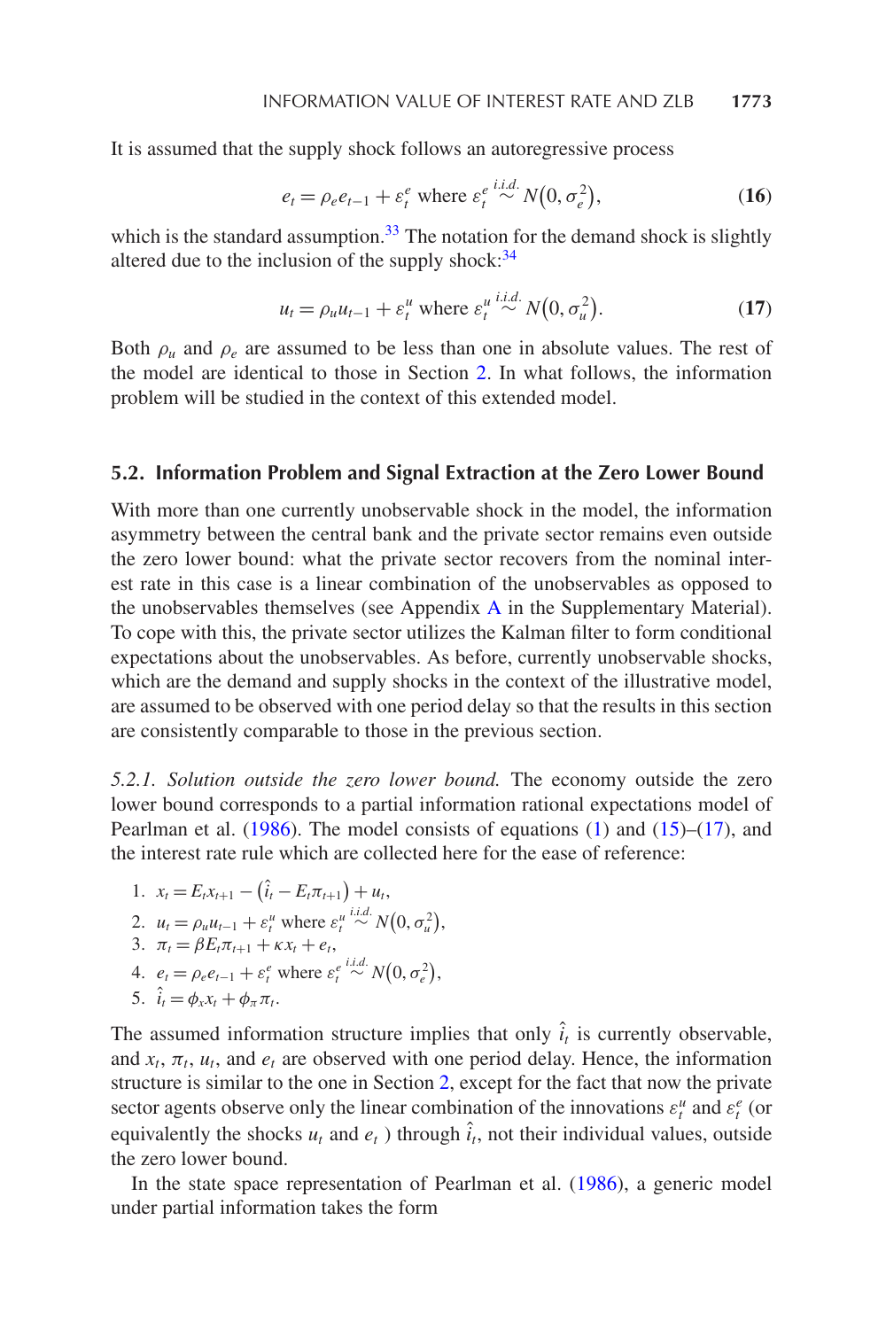It is assumed that the supply shock follows an autoregressive process

$$e_t = \rho_e e_{t-1} + \varepsilon_t^e \text{ where } \varepsilon_t^e \overset{i.i.d.}{\sim} N(0, \sigma_e^2), \tag{16}$$

which is the standard assumption.[33] The notation for the demand shock is slightly altered due to the inclusion of the supply shock:[34]

$$u_t = \rho_u u_{t-1} + \varepsilon_t^u \text{ where } \varepsilon_t^u \overset{i.i.d.}{\sim} N(0, \sigma_u^2). \tag{17}$$

Both $\rho_u$ and $\rho_e$ are assumed to be less than one in absolute values. The rest of the model are identical to those in Section 2. In what follows, the information problem will be studied in the context of this extended model.

### 5.2. Information Problem and Signal Extraction at the Zero Lower Bound

With more than one currently unobservable shock in the model, the information asymmetry between the central bank and the private sector remains even outside the zero lower bound: what the private sector recovers from the nominal interest rate in this case is a linear combination of the unobservables as opposed to the unobservables themselves (see Appendix A in the Supplementary Material). To cope with this, the private sector utilizes the Kalman filter to form conditional expectations about the unobservables. As before, currently unobservable shocks, which are the demand and supply shocks in the context of the illustrative model, are assumed to be observed with one period delay so that the results in this section are consistently comparable to those in the previous section.

*5.2.1. Solution outside the zero lower bound.* The economy outside the zero lower bound corresponds to a partial information rational expectations model of Pearlman et al. (1986). The model consists of equations (1) and (15)–(17), and the interest rate rule which are collected here for the ease of reference:

1. $x_t = E_t x_{t+1} - (\hat{i}_t - E_t \pi_{t+1}) + u_t,$
2. $u_t = \rho_u u_{t-1} + \varepsilon_t^u$ where $\varepsilon_t^u \overset{i.i.d.}{\sim} N(0, \sigma_u^2),$
3. $\pi_t = \beta E_t \pi_{t+1} + \kappa x_t + e_t,$
4. $e_t = \rho_e e_{t-1} + \varepsilon_t^e$ where $\varepsilon_t^e \overset{i.i.d.}{\sim} N(0, \sigma_e^2),$
5. $\hat{i}_t = \phi_x x_t + \phi_\pi \pi_t.$

The assumed information structure implies that only $\hat{i}_t$ is currently observable, and $x_t$, $\pi_t$, $u_t$, and $e_t$ are observed with one period delay. Hence, the information structure is similar to the one in Section 2, except for the fact that now the private sector agents observe only the linear combination of the innovations $\varepsilon_t^u$ and $\varepsilon_t^e$ (or equivalently the shocks $u_t$ and $e_t$ ) through $\hat{i}_t$, not their individual values, outside the zero lower bound.

In the state space representation of Pearlman et al. (1986), a generic model under partial information takes the form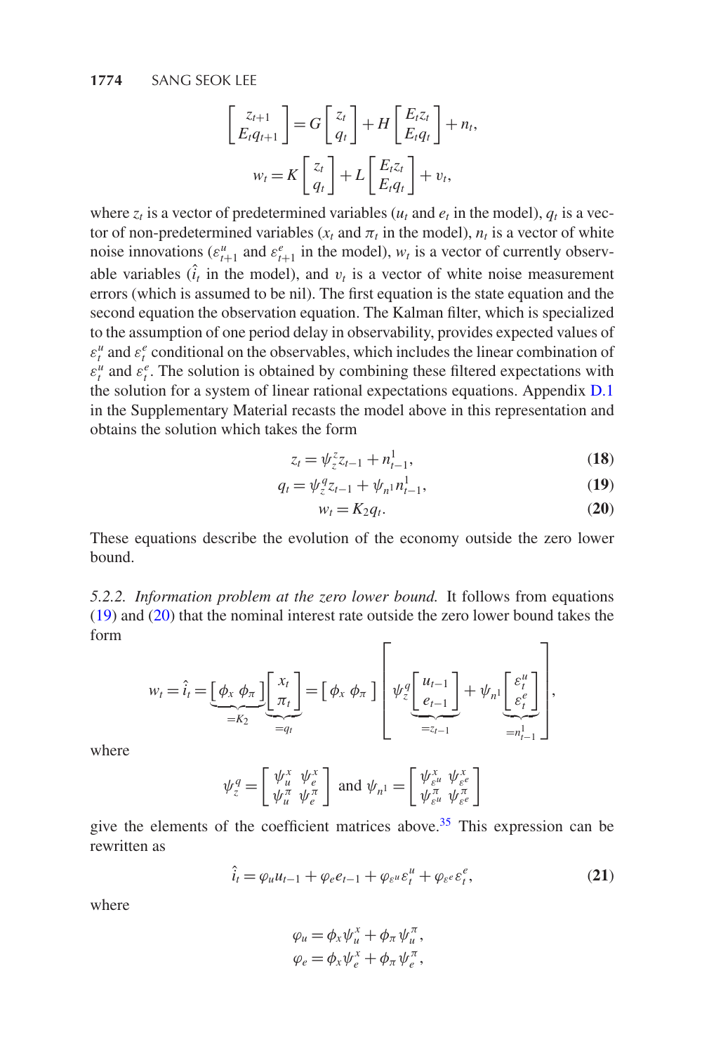$$
\begin{bmatrix} z_{t+1} \\ E_t q_{t+1} \end{bmatrix} = G \begin{bmatrix} z_t \\ q_t \end{bmatrix} + H \begin{bmatrix} E_t z_t \\ E_t q_t \end{bmatrix} + n_t,
$$

$$
w_t = K \begin{bmatrix} z_t \\ q_t \end{bmatrix} + L \begin{bmatrix} E_t z_t \\ E_t q_t \end{bmatrix} + v_t,
$$

where $z_t$ is a vector of predetermined variables ($u_t$ and $e_t$ in the model), $q_t$ is a vector of non-predetermined variables ($x_t$ and $\pi_t$ in the model), $n_t$ is a vector of white noise innovations ($\varepsilon^u_{t+1}$ and $\varepsilon^e_{t+1}$ in the model), $w_t$ is a vector of currently observable variables ($\hat{i}_t$ in the model), and $v_t$ is a vector of white noise measurement errors (which is assumed to be nil). The first equation is the state equation and the second equation the observation equation. The Kalman filter, which is specialized to the assumption of one period delay in observability, provides expected values of $\varepsilon^u_t$ and $\varepsilon^e_t$ conditional on the observables, which includes the linear combination of $\varepsilon^u_t$ and $\varepsilon^e_t$. The solution is obtained by combining these filtered expectations with the solution for a system of linear rational expectations equations. Appendix D.1 in the Supplementary Material recasts the model above in this representation and obtains the solution which takes the form

$$
z_t = \psi^z_z z_{t-1} + n^1_{t-1}, \tag{18}
$$

$$
q_t = \psi^q_z z_{t-1} + \psi_{n^1} n^1_{t-1}, \tag{19}
$$

$$
w_t = K_2 q_t. \tag{20}
$$

These equations describe the evolution of the economy outside the zero lower bound.

5.2.2. *Information problem at the zero lower bound.* It follows from equations (19) and (20) that the nominal interest rate outside the zero lower bound takes the form

$$
w_t = \hat{i}_t = \underbrace{\begin{bmatrix} \phi_x & \phi_\pi \end{bmatrix}}_{=K_2} \underbrace{\begin{bmatrix} x_t \\ \pi_t \end{bmatrix}}_{=q_t} = \begin{bmatrix} \phi_x & \phi_\pi \end{bmatrix} \left[ \psi^q_z \underbrace{\begin{bmatrix} u_{t-1} \\ e_{t-1} \end{bmatrix}}_{=z_{t-1}} + \psi_{n^1} \underbrace{\begin{bmatrix} \varepsilon^u_t \\ \varepsilon^e_t \end{bmatrix}}_{=n^1_{t-1}} \right],
$$

where

$$
\psi^q_z = \begin{bmatrix} \psi^x_u & \psi^x_e \\ \psi^\pi_u & \psi^\pi_e \end{bmatrix} \text{ and } \psi_{n^1} = \begin{bmatrix} \psi^x_{\varepsilon^u} & \psi^x_{\varepsilon^e} \\ \psi^\pi_{\varepsilon^u} & \psi^\pi_{\varepsilon^e} \end{bmatrix}
$$

give the elements of the coefficient matrices above.[35] This expression can be rewritten as

$$
\hat{i}_t = \varphi_u u_{t-1} + \varphi_e e_{t-1} + \varphi_{\varepsilon^u} \varepsilon^u_t + \varphi_{\varepsilon^e} \varepsilon^e_t, \tag{21}
$$

where

$$
\varphi_u = \phi_x \psi^x_u + \phi_\pi \psi^\pi_u,
$$

$$
\varphi_e = \phi_x \psi^x_e + \phi_\pi \psi^\pi_e,
$$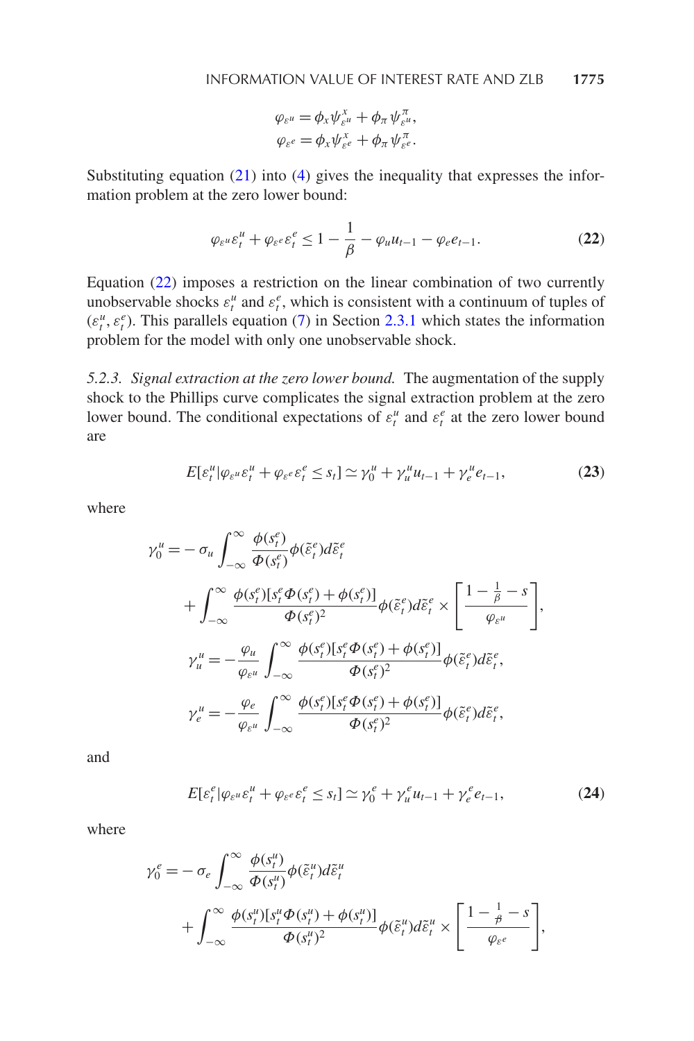$$\varphi_{\varepsilon^u} = \phi_x \psi^x_{\varepsilon^u} + \phi_\pi \psi^\pi_{\varepsilon^u},$$
$$\varphi_{\varepsilon^e} = \phi_x \psi^x_{\varepsilon^e} + \phi_\pi \psi^\pi_{\varepsilon^e}.$$

Substituting equation (21) into (4) gives the inequality that expresses the information problem at the zero lower bound:

$$\varphi_{\varepsilon^u} \varepsilon^u_t + \varphi_{\varepsilon^e} \varepsilon^e_t \leq 1 - \frac{1}{\beta} - \varphi_u u_{t-1} - \varphi_e e_{t-1}. \tag{22}$$

Equation (22) imposes a restriction on the linear combination of two currently unobservable shocks $\varepsilon^u_t$ and $\varepsilon^e_t$, which is consistent with a continuum of tuples of $(\varepsilon^u_t, \varepsilon^e_t)$. This parallels equation (7) in Section 2.3.1 which states the information problem for the model with only one unobservable shock.

*5.2.3. Signal extraction at the zero lower bound.* The augmentation of the supply shock to the Phillips curve complicates the signal extraction problem at the zero lower bound. The conditional expectations of $\varepsilon^u_t$ and $\varepsilon^e_t$ at the zero lower bound are

$$E[\varepsilon^u_t | \varphi_{\varepsilon^u} \varepsilon^u_t + \varphi_{\varepsilon^e} \varepsilon^e_t \leq s_t] \simeq \gamma^u_0 + \gamma^u_u u_{t-1} + \gamma^u_e e_{t-1}, \tag{23}$$

where

$$\gamma^u_0 = -\sigma_u \int_{-\infty}^{\infty} \frac{\phi(s^e_t)}{\Phi(s^e_t)} \phi(\tilde{\varepsilon}^e_t) d\tilde{\varepsilon}^e_t + \int_{-\infty}^{\infty} \frac{\phi(s^e_t)[s^e_t \Phi(s^e_t) + \phi(s^e_t)]}{\Phi(s^e_t)^2} \phi(\tilde{\varepsilon}^e_t) d\tilde{\varepsilon}^e_t \times \left[ \frac{1 - \frac{1}{\beta} - s}{\varphi_{\varepsilon^u}} \right],$$

$$\gamma^u_u = -\frac{\varphi_u}{\varphi_{\varepsilon^u}} \int_{-\infty}^{\infty} \frac{\phi(s^e_t)[s^e_t \Phi(s^e_t) + \phi(s^e_t)]}{\Phi(s^e_t)^2} \phi(\tilde{\varepsilon}^e_t) d\tilde{\varepsilon}^e_t,$$

$$\gamma^u_e = -\frac{\varphi_e}{\varphi_{\varepsilon^u}} \int_{-\infty}^{\infty} \frac{\phi(s^e_t)[s^e_t \Phi(s^e_t) + \phi(s^e_t)]}{\Phi(s^e_t)^2} \phi(\tilde{\varepsilon}^e_t) d\tilde{\varepsilon}^e_t,$$

and

$$E[\varepsilon^e_t | \varphi_{\varepsilon^u} \varepsilon^u_t + \varphi_{\varepsilon^e} \varepsilon^e_t \leq s_t] \simeq \gamma^e_0 + \gamma^e_u u_{t-1} + \gamma^e_e e_{t-1}, \tag{24}$$

where

$$\gamma^e_0 = -\sigma_e \int_{-\infty}^{\infty} \frac{\phi(s^u_t)}{\Phi(s^u_t)} \phi(\tilde{\varepsilon}^u_t) d\tilde{\varepsilon}^u_t + \int_{-\infty}^{\infty} \frac{\phi(s^u_t)[s^u_t \Phi(s^u_t) + \phi(s^u_t)]}{\Phi(s^u_t)^2} \phi(\tilde{\varepsilon}^u_t) d\tilde{\varepsilon}^u_t \times \left[ \frac{1 - \frac{1}{\beta} - s}{\varphi_{\varepsilon^e}} \right],$$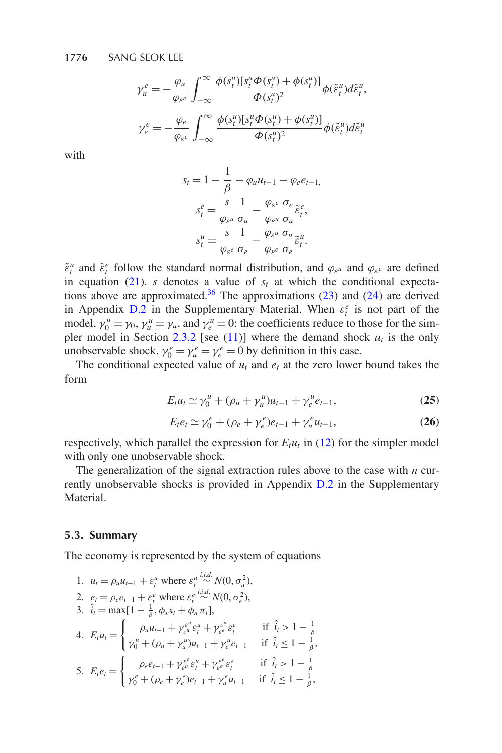$$\gamma_u^e = -\frac{\varphi_u}{\varphi_{\varepsilon^e}} \int_{-\infty}^{\infty} \frac{\phi(s_t^u)[s_t^u \Phi(s_t^u) + \phi(s_t^u)]}{\Phi(s_t^u)^2} \phi(\tilde{\varepsilon}_t^u) d\tilde{\varepsilon}_t^u,$$

$$\gamma_e^e = -\frac{\varphi_e}{\varphi_{\varepsilon^e}} \int_{-\infty}^{\infty} \frac{\phi(s_t^u)[s_t^u \Phi(s_t^u) + \phi(s_t^u)]}{\Phi(s_t^u)^2} \phi(\tilde{\varepsilon}_t^u) d\tilde{\varepsilon}_t^u$$

with

$$s_t = 1 - \frac{1}{\beta} - \varphi_u u_{t-1} - \varphi_e e_{t-1},$$

$$s_t^e = \frac{s}{\varphi_{\varepsilon^u}} \frac{1}{\sigma_u} - \frac{\varphi_{\varepsilon^e}}{\varphi_{\varepsilon^u}} \frac{\sigma_e}{\sigma_u} \tilde{\varepsilon}_t^e,$$

$$s_t^u = \frac{s}{\varphi_{\varepsilon^e}} \frac{1}{\sigma_e} - \frac{\varphi_{\varepsilon^u}}{\varphi_{\varepsilon^e}} \frac{\sigma_u}{\sigma_e} \tilde{\varepsilon}_t^u.$$

$\tilde{\varepsilon}_t^u$ and $\tilde{\varepsilon}_t^e$ follow the standard normal distribution, and $\varphi_{\varepsilon^u}$ and $\varphi_{\varepsilon^e}$ are defined in equation (21). $s$ denotes a value of $s_t$ at which the conditional expectations above are approximated.[36] The approximations (23) and (24) are derived in Appendix D.2 in the Supplementary Material. When $\varepsilon_t^e$ is not part of the model, $\gamma_0^u = \gamma_0$, $\gamma_u^u = \gamma_u$, and $\gamma_e^u = 0$: the coefficients reduce to those for the simpler model in Section 2.3.2 [see (11)] where the demand shock $u_t$ is the only unobservable shock. $\gamma_0^e = \gamma_u^e = \gamma_e^e = 0$ by definition in this case.

The conditional expected value of $u_t$ and $e_t$ at the zero lower bound takes the form

$$E_t u_t \simeq \gamma_0^u + (\rho_u + \gamma_u^u) u_{t-1} + \gamma_e^u e_{t-1}, \tag{25}$$

$$E_t e_t \simeq \gamma_0^e + (\rho_e + \gamma_e^e) e_{t-1} + \gamma_u^e u_{t-1}, \tag{26}$$

respectively, which parallel the expression for $E_t u_t$ in (12) for the simpler model with only one unobservable shock.

The generalization of the signal extraction rules above to the case with $n$ currently unobservable shocks is provided in Appendix D.2 in the Supplementary Material.

### 5.3. Summary

The economy is represented by the system of equations

1. $u_t = \rho_u u_{t-1} + \varepsilon_t^u$ where $\varepsilon_t^u \overset{i.i.d.}{\sim} N(0, \sigma_u^2)$,
2. $e_t = \rho_e e_{t-1} + \varepsilon_t^e$ where $\varepsilon_t^e \overset{i.i.d.}{\sim} N(0, \sigma_e^2)$,
3. $\hat{i}_t = \max[1 - \frac{1}{\beta}, \phi_x x_t + \phi_\pi \pi_t]$,
4. $E_t u_t = \begin{cases} \rho_u u_{t-1} + \gamma_{\varepsilon^u}^{\varepsilon^u} \varepsilon_t^u + \gamma_{\varepsilon^e}^{\varepsilon^u} \varepsilon_t^e & \text{if } \hat{i}_t > 1 - \frac{1}{\beta} \\ \gamma_0^u + (\rho_u + \gamma_u^u) u_{t-1} + \gamma_e^u e_{t-1} & \text{if } \hat{i}_t \leq 1 - \frac{1}{\beta}, \end{cases}$
5. $E_t e_t = \begin{cases} \rho_e e_{t-1} + \gamma_{\varepsilon^u}^{\varepsilon^e} \varepsilon_t^u + \gamma_{\varepsilon^e}^{\varepsilon^e} \varepsilon_t^e & \text{if } \hat{i}_t > 1 - \frac{1}{\beta} \\ \gamma_0^e + (\rho_e + \gamma_e^e) e_{t-1} + \gamma_u^e u_{t-1} & \text{if } \hat{i}_t \leq 1 - \frac{1}{\beta}, \end{cases}$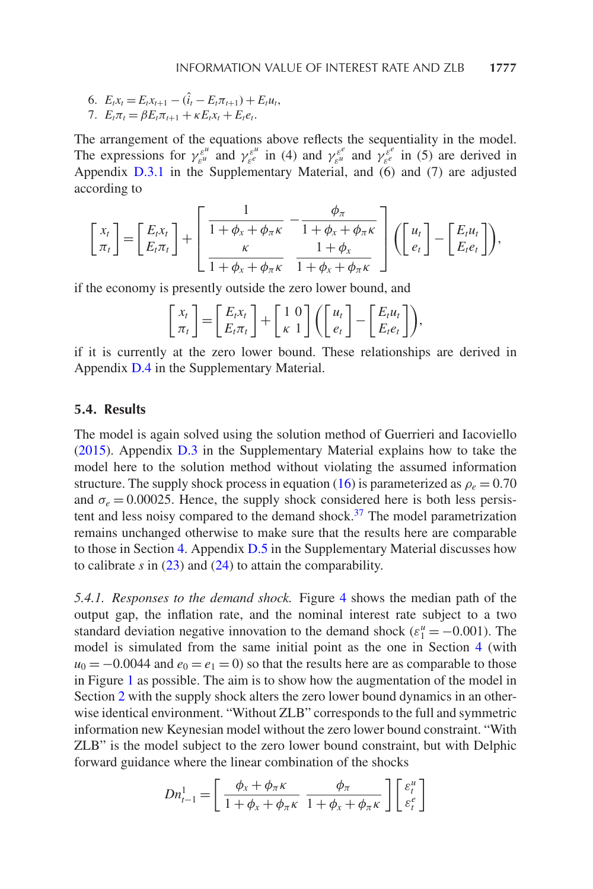6. $E_t x_t = E_t x_{t+1} - (\hat{i}_t - E_t \pi_{t+1}) + E_t u_t$,
7. $E_t \pi_t = \beta E_t \pi_{t+1} + \kappa E_t x_t + E_t e_t$.

The arrangement of the equations above reflects the sequentiality in the model. The expressions for $\gamma_{\varepsilon^u}^{\varepsilon^u}$ and $\gamma_{\varepsilon^e}^{\varepsilon^u}$ in (4) and $\gamma_{\varepsilon^u}^{\varepsilon^e}$ and $\gamma_{\varepsilon^e}^{\varepsilon^e}$ in (5) are derived in Appendix D.3.1 in the Supplementary Material, and (6) and (7) are adjusted according to

$$\begin{bmatrix} x_t \\ \pi_t \end{bmatrix} = \begin{bmatrix} E_t x_t \\ E_t \pi_t \end{bmatrix} + \begin{bmatrix} \dfrac{1}{1+\phi_x+\phi_\pi \kappa} & -\dfrac{\phi_\pi}{1+\phi_x+\phi_\pi \kappa} \\ \dfrac{\kappa}{1+\phi_x+\phi_\pi \kappa} & \dfrac{1+\phi_x}{1+\phi_x+\phi_\pi \kappa} \end{bmatrix} \left( \begin{bmatrix} u_t \\ e_t \end{bmatrix} - \begin{bmatrix} E_t u_t \\ E_t e_t \end{bmatrix} \right),$$

if the economy is presently outside the zero lower bound, and

$$\begin{bmatrix} x_t \\ \pi_t \end{bmatrix} = \begin{bmatrix} E_t x_t \\ E_t \pi_t \end{bmatrix} + \begin{bmatrix} 1 & 0 \\ \kappa & 1 \end{bmatrix} \left( \begin{bmatrix} u_t \\ e_t \end{bmatrix} - \begin{bmatrix} E_t u_t \\ E_t e_t \end{bmatrix} \right),$$

if it is currently at the zero lower bound. These relationships are derived in Appendix D.4 in the Supplementary Material.

### 5.4. Results

The model is again solved using the solution method of Guerrieri and Iacoviello (2015). Appendix D.3 in the Supplementary Material explains how to take the model here to the solution method without violating the assumed information structure. The supply shock process in equation (16) is parameterized as $\rho_e = 0.70$ and $\sigma_e = 0.00025$. Hence, the supply shock considered here is both less persistent and less noisy compared to the demand shock.[37] The model parametrization remains unchanged otherwise to make sure that the results here are comparable to those in Section 4. Appendix D.5 in the Supplementary Material discusses how to calibrate $s$ in (23) and (24) to attain the comparability.

*5.4.1. Responses to the demand shock.* Figure 4 shows the median path of the output gap, the inflation rate, and the nominal interest rate subject to a two standard deviation negative innovation to the demand shock ($\varepsilon_1^u = -0.001$). The model is simulated from the same initial point as the one in Section 4 (with $u_0 = -0.0044$ and $e_0 = e_1 = 0$) so that the results here are as comparable to those in Figure 1 as possible. The aim is to show how the augmentation of the model in Section 2 with the supply shock alters the zero lower bound dynamics in an otherwise identical environment. "Without ZLB" corresponds to the full and symmetric information new Keynesian model without the zero lower bound constraint. "With ZLB" is the model subject to the zero lower bound constraint, but with Delphic forward guidance where the linear combination of the shocks

$$Dn_{t-1}^1 = \begin{bmatrix} \dfrac{\phi_x+\phi_\pi \kappa}{1+\phi_x+\phi_\pi \kappa} & \dfrac{\phi_\pi}{1+\phi_x+\phi_\pi \kappa} \end{bmatrix} \begin{bmatrix} \varepsilon_t^u \\ \varepsilon_t^e \end{bmatrix}$$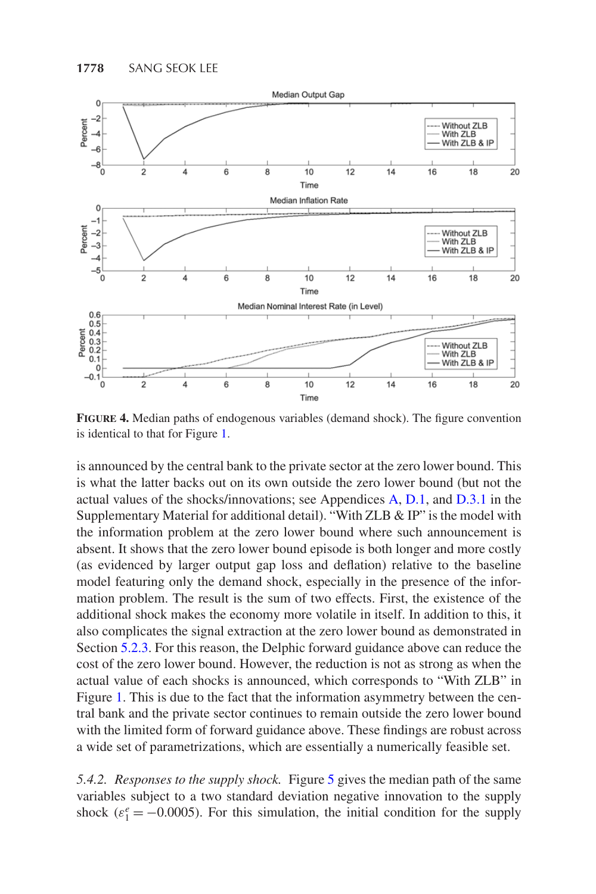**FIGURE 4.** Median paths of endogenous variables (demand shock). The figure convention is identical to that for Figure 1.

is announced by the central bank to the private sector at the zero lower bound. This is what the latter backs out on its own outside the zero lower bound (but not the actual values of the shocks/innovations; see Appendices A, D.1, and D.3.1 in the Supplementary Material for additional detail). "With ZLB & IP" is the model with the information problem at the zero lower bound where such announcement is absent. It shows that the zero lower bound episode is both longer and more costly (as evidenced by larger output gap loss and deflation) relative to the baseline model featuring only the demand shock, especially in the presence of the information problem. The result is the sum of two effects. First, the existence of the additional shock makes the economy more volatile in itself. In addition to this, it also complicates the signal extraction at the zero lower bound as demonstrated in Section 5.2.3. For this reason, the Delphic forward guidance above can reduce the cost of the zero lower bound. However, the reduction is not as strong as when the actual value of each shocks is announced, which corresponds to "With ZLB" in Figure 1. This is due to the fact that the information asymmetry between the central bank and the private sector continues to remain outside the zero lower bound with the limited form of forward guidance above. These findings are robust across a wide set of parametrizations, which are essentially a numerically feasible set.

*5.4.2. Responses to the supply shock.* Figure 5 gives the median path of the same variables subject to a two standard deviation negative innovation to the supply shock ($\varepsilon_1^e = -0.0005$). For this simulation, the initial condition for the supply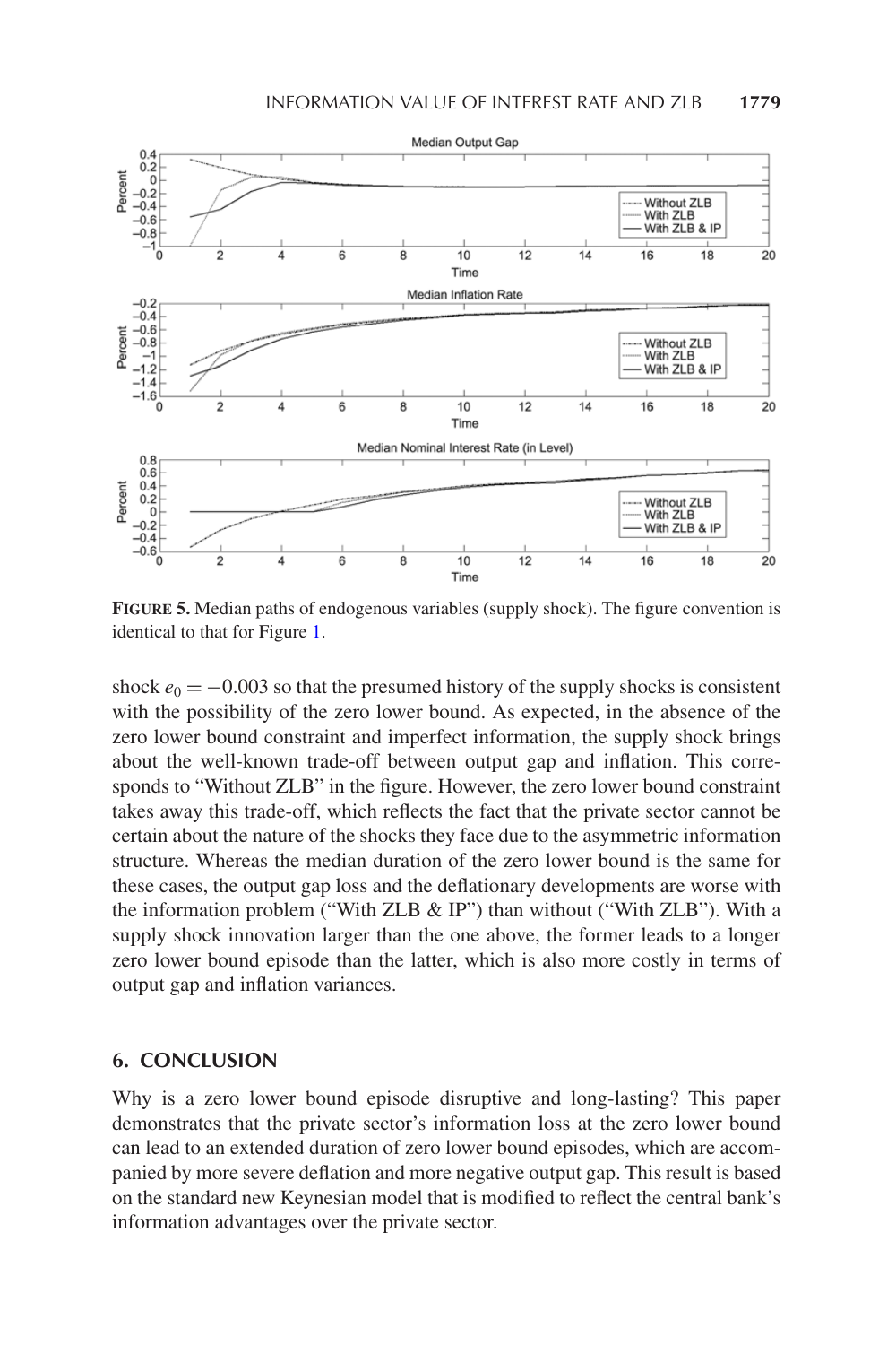**FIGURE 5.** Median paths of endogenous variables (supply shock). The figure convention is identical to that for Figure 1.

shock $e_0 = -0.003$ so that the presumed history of the supply shocks is consistent with the possibility of the zero lower bound. As expected, in the absence of the zero lower bound constraint and imperfect information, the supply shock brings about the well-known trade-off between output gap and inflation. This corresponds to "Without ZLB" in the figure. However, the zero lower bound constraint takes away this trade-off, which reflects the fact that the private sector cannot be certain about the nature of the shocks they face due to the asymmetric information structure. Whereas the median duration of the zero lower bound is the same for these cases, the output gap loss and the deflationary developments are worse with the information problem ("With ZLB & IP") than without ("With ZLB"). With a supply shock innovation larger than the one above, the former leads to a longer zero lower bound episode than the latter, which is also more costly in terms of output gap and inflation variances.

## 6. CONCLUSION

Why is a zero lower bound episode disruptive and long-lasting? This paper demonstrates that the private sector's information loss at the zero lower bound can lead to an extended duration of zero lower bound episodes, which are accompanied by more severe deflation and more negative output gap. This result is based on the standard new Keynesian model that is modified to reflect the central bank's information advantages over the private sector.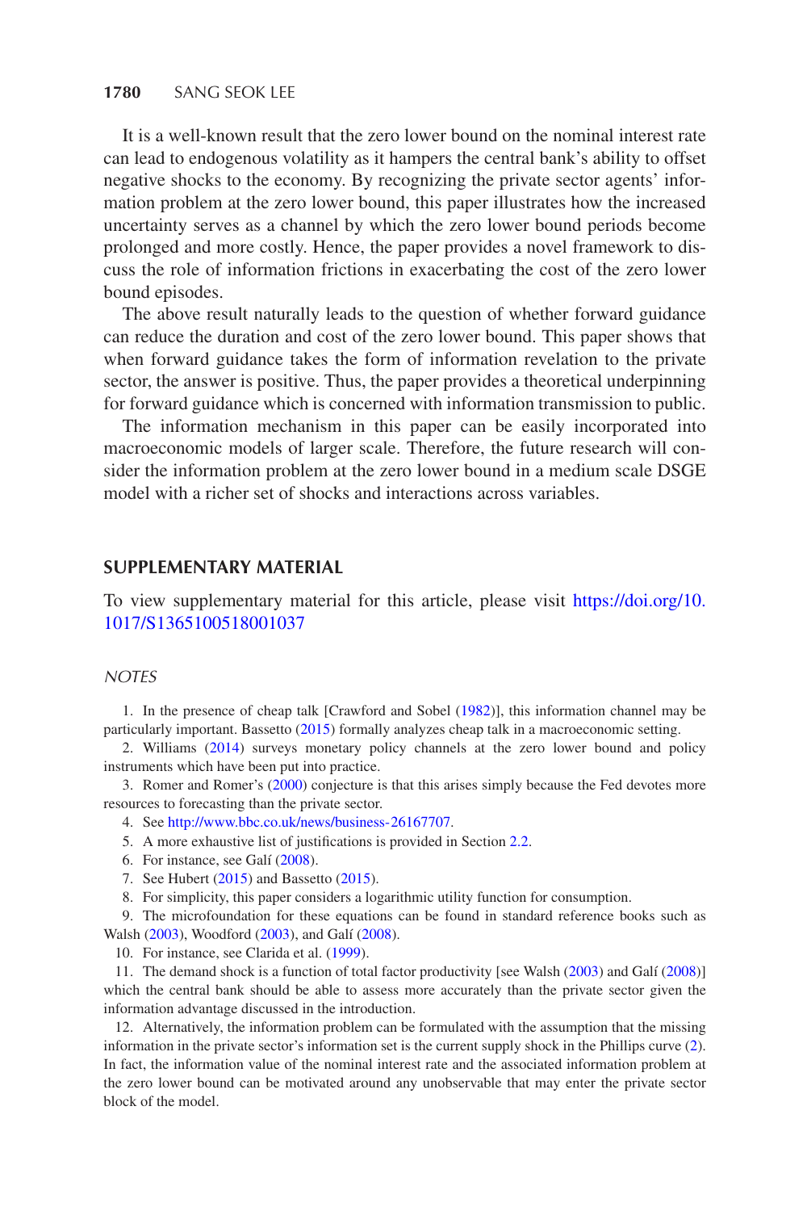It is a well-known result that the zero lower bound on the nominal interest rate can lead to endogenous volatility as it hampers the central bank's ability to offset negative shocks to the economy. By recognizing the private sector agents' information problem at the zero lower bound, this paper illustrates how the increased uncertainty serves as a channel by which the zero lower bound periods become prolonged and more costly. Hence, the paper provides a novel framework to discuss the role of information frictions in exacerbating the cost of the zero lower bound episodes.

The above result naturally leads to the question of whether forward guidance can reduce the duration and cost of the zero lower bound. This paper shows that when forward guidance takes the form of information revelation to the private sector, the answer is positive. Thus, the paper provides a theoretical underpinning for forward guidance which is concerned with information transmission to public.

The information mechanism in this paper can be easily incorporated into macroeconomic models of larger scale. Therefore, the future research will consider the information problem at the zero lower bound in a medium scale DSGE model with a richer set of shocks and interactions across variables.

## SUPPLEMENTARY MATERIAL

To view supplementary material for this article, please visit https://doi.org/10.1017/S1365100518001037

## NOTES

1. In the presence of cheap talk [Crawford and Sobel (1982)], this information channel may be particularly important. Bassetto (2015) formally analyzes cheap talk in a macroeconomic setting.
2. Williams (2014) surveys monetary policy channels at the zero lower bound and policy instruments which have been put into practice.
3. Romer and Romer's (2000) conjecture is that this arises simply because the Fed devotes more resources to forecasting than the private sector.
4. See http://www.bbc.co.uk/news/business-26167707.
5. A more exhaustive list of justifications is provided in Section 2.2.
6. For instance, see Galí (2008).
7. See Hubert (2015) and Bassetto (2015).
8. For simplicity, this paper considers a logarithmic utility function for consumption.
9. The microfoundation for these equations can be found in standard reference books such as Walsh (2003), Woodford (2003), and Galí (2008).
10. For instance, see Clarida et al. (1999).
11. The demand shock is a function of total factor productivity [see Walsh (2003) and Galí (2008)] which the central bank should be able to assess more accurately than the private sector given the information advantage discussed in the introduction.
12. Alternatively, the information problem can be formulated with the assumption that the missing information in the private sector's information set is the current supply shock in the Phillips curve (2). In fact, the information value of the nominal interest rate and the associated information problem at the zero lower bound can be motivated around any unobservable that may enter the private sector block of the model.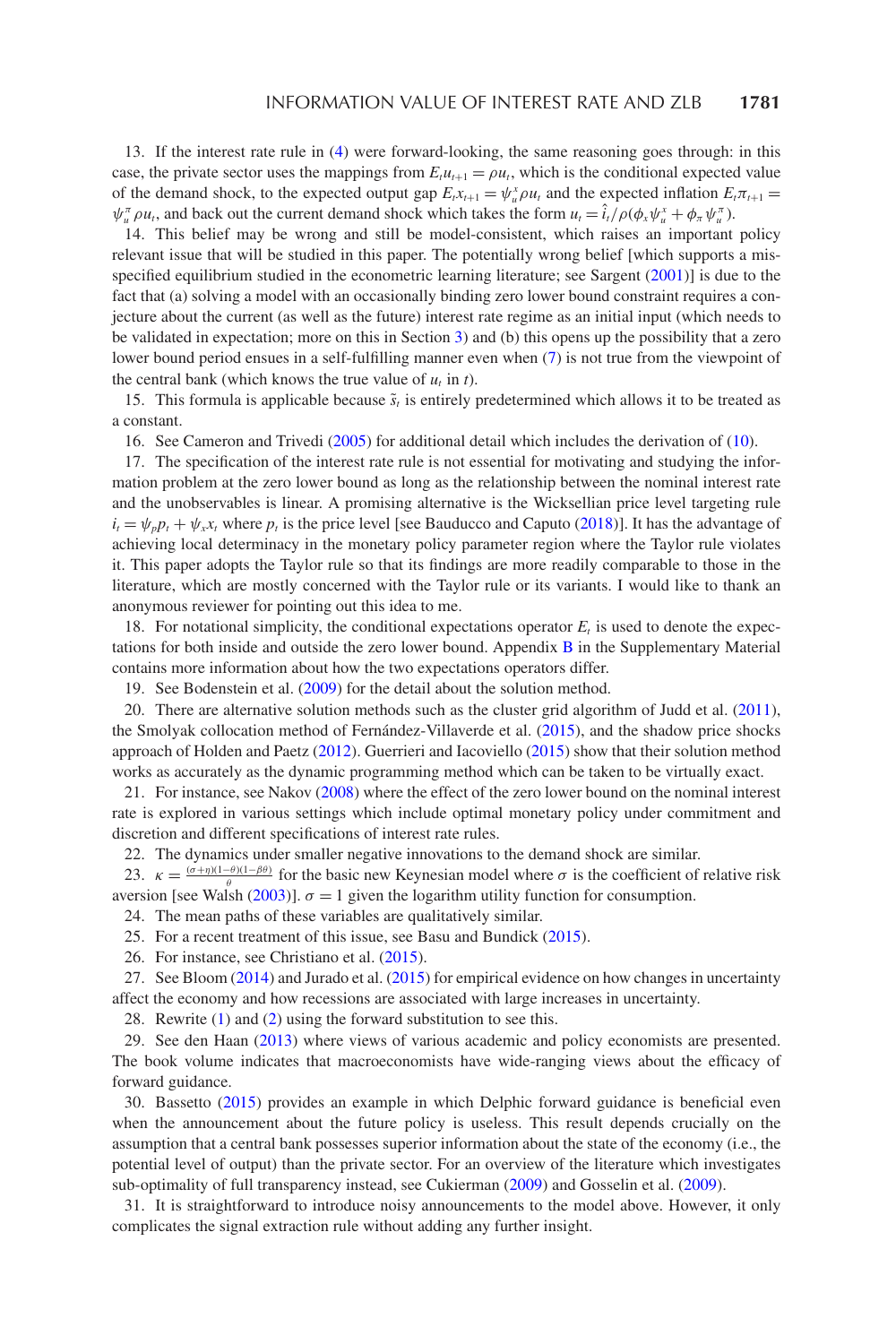13. If the interest rate rule in (4) were forward-looking, the same reasoning goes through: in this case, the private sector uses the mappings from $E_t u_{t+1} = \rho u_t$, which is the conditional expected value of the demand shock, to the expected output gap $E_t x_{t+1} = \psi_u^x \rho u_t$ and the expected inflation $E_t \pi_{t+1} = \psi_u^\pi \rho u_t$, and back out the current demand shock which takes the form $u_t = \hat{i}_t / \rho(\phi_x \psi_u^x + \phi_\pi \psi_u^\pi)$.

14. This belief may be wrong and still be model-consistent, which raises an important policy relevant issue that will be studied in this paper. The potentially wrong belief [which supports a misspecified equilibrium studied in the econometric learning literature; see Sargent (2001)] is due to the fact that (a) solving a model with an occasionally binding zero lower bound constraint requires a conjecture about the current (as well as the future) interest rate regime as an initial input (which needs to be validated in expectation; more on this in Section 3) and (b) this opens up the possibility that a zero lower bound period ensues in a self-fulfilling manner even when (7) is not true from the viewpoint of the central bank (which knows the true value of $u_t$ in $t$).

15. This formula is applicable because $\tilde{s}_t$ is entirely predetermined which allows it to be treated as a constant.

16. See Cameron and Trivedi (2005) for additional detail which includes the derivation of (10).

17. The specification of the interest rate rule is not essential for motivating and studying the information problem at the zero lower bound as long as the relationship between the nominal interest rate and the unobservables is linear. A promising alternative is the Wicksellian price level targeting rule $i_t = \psi_p p_t + \psi_x x_t$ where $p_t$ is the price level [see Bauducco and Caputo (2018)]. It has the advantage of achieving local determinacy in the monetary policy parameter region where the Taylor rule violates it. This paper adopts the Taylor rule so that its findings are more readily comparable to those in the literature, which are mostly concerned with the Taylor rule or its variants. I would like to thank an anonymous reviewer for pointing out this idea to me.

18. For notational simplicity, the conditional expectations operator $E_t$ is used to denote the expectations for both inside and outside the zero lower bound. Appendix B in the Supplementary Material contains more information about how the two expectations operators differ.

19. See Bodenstein et al. (2009) for the detail about the solution method.

20. There are alternative solution methods such as the cluster grid algorithm of Judd et al. (2011), the Smolyak collocation method of Fernández-Villaverde et al. (2015), and the shadow price shocks approach of Holden and Paetz (2012). Guerrieri and Iacoviello (2015) show that their solution method works as accurately as the dynamic programming method which can be taken to be virtually exact.

21. For instance, see Nakov (2008) where the effect of the zero lower bound on the nominal interest rate is explored in various settings which include optimal monetary policy under commitment and discretion and different specifications of interest rate rules.

22. The dynamics under smaller negative innovations to the demand shock are similar.

23. $\kappa = \frac{(\sigma+\eta)(1-\theta)(1-\beta\theta)}{\theta}$ for the basic new Keynesian model where $\sigma$ is the coefficient of relative risk aversion [see Walsh (2003)]. $\sigma = 1$ given the logarithm utility function for consumption.

24. The mean paths of these variables are qualitatively similar.

25. For a recent treatment of this issue, see Basu and Bundick (2015).

26. For instance, see Christiano et al. (2015).

27. See Bloom (2014) and Jurado et al. (2015) for empirical evidence on how changes in uncertainty affect the economy and how recessions are associated with large increases in uncertainty.

28. Rewrite (1) and (2) using the forward substitution to see this.

29. See den Haan (2013) where views of various academic and policy economists are presented. The book volume indicates that macroeconomists have wide-ranging views about the efficacy of forward guidance.

30. Bassetto (2015) provides an example in which Delphic forward guidance is beneficial even when the announcement about the future policy is useless. This result depends crucially on the assumption that a central bank possesses superior information about the state of the economy (i.e., the potential level of output) than the private sector. For an overview of the literature which investigates sub-optimality of full transparency instead, see Cukierman (2009) and Gosselin et al. (2009).

31. It is straightforward to introduce noisy announcements to the model above. However, it only complicates the signal extraction rule without adding any further insight.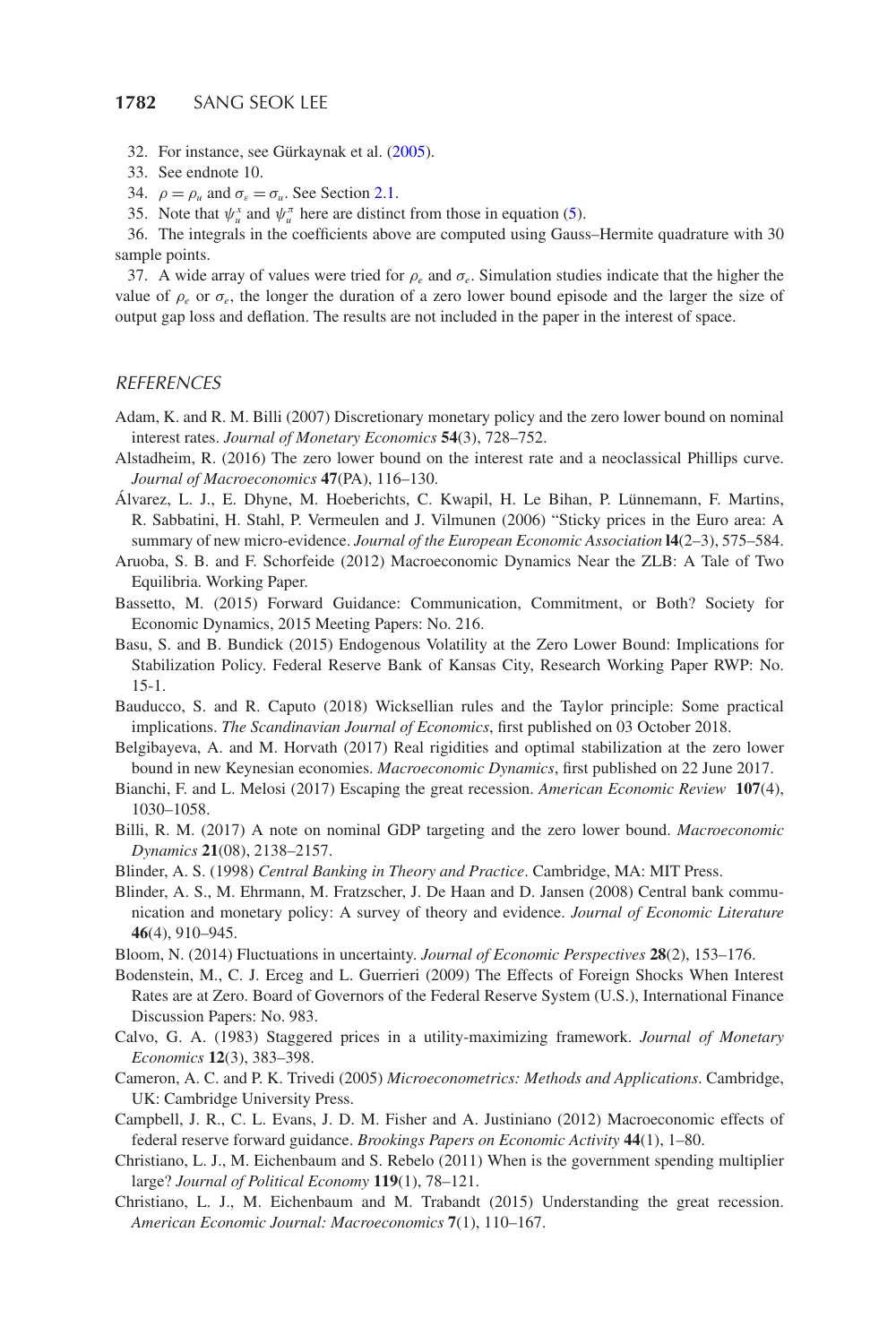32. For instance, see Gürkaynak et al. (2005).
33. See endnote 10.
34. $\rho = \rho_u$ and $\sigma_\varepsilon = \sigma_u$. See Section 2.1.
35. Note that $\psi_u^x$ and $\psi_u^\pi$ here are distinct from those in equation (5).
36. The integrals in the coefficients above are computed using Gauss–Hermite quadrature with 30 sample points.
37. A wide array of values were tried for $\rho_e$ and $\sigma_e$. Simulation studies indicate that the higher the value of $\rho_e$ or $\sigma_e$, the longer the duration of a zero lower bound episode and the larger the size of output gap loss and deflation. The results are not included in the paper in the interest of space.

## REFERENCES

Adam, K. and R. M. Billi (2007) Discretionary monetary policy and the zero lower bound on nominal interest rates. *Journal of Monetary Economics* **54**(3), 728–752.

Alstadheim, R. (2016) The zero lower bound on the interest rate and a neoclassical Phillips curve. *Journal of Macroeconomics* **47**(PA), 116–130.

Álvarez, L. J., E. Dhyne, M. Hoeberichts, C. Kwapil, H. Le Bihan, P. Lünnemann, F. Martins, R. Sabbatini, H. Stahl, P. Vermeulen and J. Vilmunen (2006) "Sticky prices in the Euro area: A summary of new micro-evidence. *Journal of the European Economic Association* **l4**(2–3), 575–584.

Aruoba, S. B. and F. Schorfeide (2012) Macroeconomic Dynamics Near the ZLB: A Tale of Two Equilibria. Working Paper.

Bassetto, M. (2015) Forward Guidance: Communication, Commitment, or Both? Society for Economic Dynamics, 2015 Meeting Papers: No. 216.

Basu, S. and B. Bundick (2015) Endogenous Volatility at the Zero Lower Bound: Implications for Stabilization Policy. Federal Reserve Bank of Kansas City, Research Working Paper RWP: No. 15-1.

Bauducco, S. and R. Caputo (2018) Wicksellian rules and the Taylor principle: Some practical implications. *The Scandinavian Journal of Economics*, first published on 03 October 2018.

Belgibayeva, A. and M. Horvath (2017) Real rigidities and optimal stabilization at the zero lower bound in new Keynesian economies. *Macroeconomic Dynamics*, first published on 22 June 2017.

Bianchi, F. and L. Melosi (2017) Escaping the great recession. *American Economic Review* **107**(4), 1030–1058.

Billi, R. M. (2017) A note on nominal GDP targeting and the zero lower bound. *Macroeconomic Dynamics* **21**(08), 2138–2157.

Blinder, A. S. (1998) *Central Banking in Theory and Practice*. Cambridge, MA: MIT Press.

Blinder, A. S., M. Ehrmann, M. Fratzscher, J. De Haan and D. Jansen (2008) Central bank communication and monetary policy: A survey of theory and evidence. *Journal of Economic Literature* **46**(4), 910–945.

Bloom, N. (2014) Fluctuations in uncertainty. *Journal of Economic Perspectives* **28**(2), 153–176.

Bodenstein, M., C. J. Erceg and L. Guerrieri (2009) The Effects of Foreign Shocks When Interest Rates are at Zero. Board of Governors of the Federal Reserve System (U.S.), International Finance Discussion Papers: No. 983.

Calvo, G. A. (1983) Staggered prices in a utility-maximizing framework. *Journal of Monetary Economics* **12**(3), 383–398.

Cameron, A. C. and P. K. Trivedi (2005) *Microeconometrics: Methods and Applications*. Cambridge, UK: Cambridge University Press.

Campbell, J. R., C. L. Evans, J. D. M. Fisher and A. Justiniano (2012) Macroeconomic effects of federal reserve forward guidance. *Brookings Papers on Economic Activity* **44**(1), 1–80.

Christiano, L. J., M. Eichenbaum and S. Rebelo (2011) When is the government spending multiplier large? *Journal of Political Economy* **119**(1), 78–121.

Christiano, L. J., M. Eichenbaum and M. Trabandt (2015) Understanding the great recession. *American Economic Journal: Macroeconomics* **7**(1), 110–167.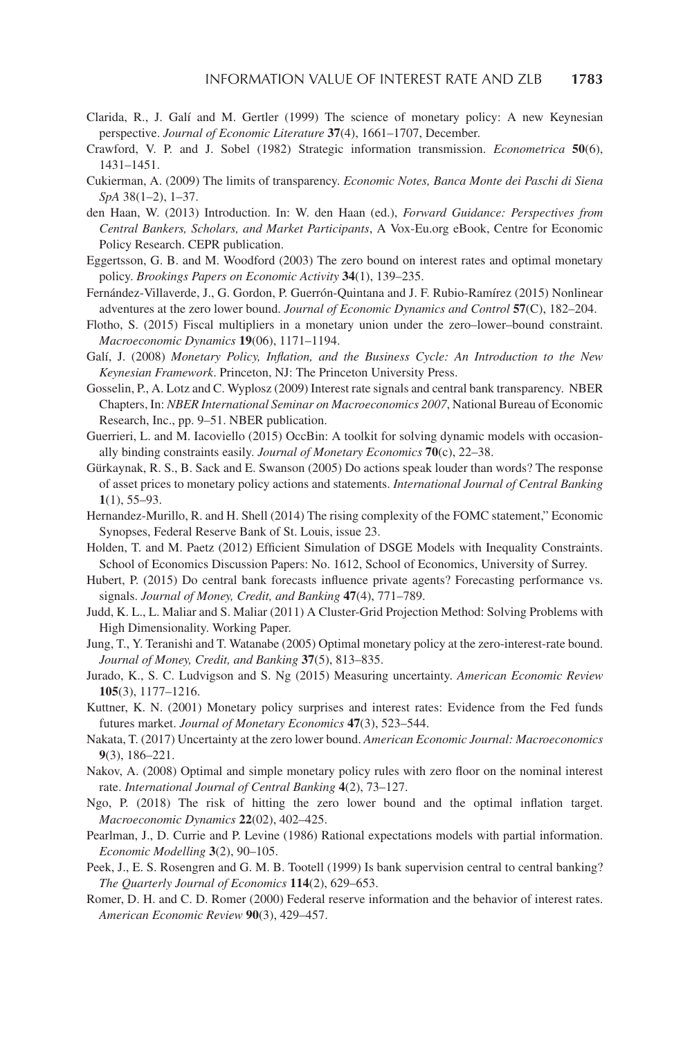Clarida, R., J. Galí and M. Gertler (1999) The science of monetary policy: A new Keynesian perspective. *Journal of Economic Literature* **37**(4), 1661–1707, December.

Crawford, V. P. and J. Sobel (1982) Strategic information transmission. *Econometrica* **50**(6), 1431–1451.

Cukierman, A. (2009) The limits of transparency. *Economic Notes, Banca Monte dei Paschi di Siena SpA* 38(1–2), 1–37.

den Haan, W. (2013) Introduction. In: W. den Haan (ed.), *Forward Guidance: Perspectives from Central Bankers, Scholars, and Market Participants*, A Vox-Eu.org eBook, Centre for Economic Policy Research. CEPR publication.

Eggertsson, G. B. and M. Woodford (2003) The zero bound on interest rates and optimal monetary policy. *Brookings Papers on Economic Activity* **34**(1), 139–235.

Fernández-Villaverde, J., G. Gordon, P. Guerrón-Quintana and J. F. Rubio-Ramírez (2015) Nonlinear adventures at the zero lower bound. *Journal of Economic Dynamics and Control* **57**(C), 182–204.

Flotho, S. (2015) Fiscal multipliers in a monetary union under the zero–lower–bound constraint. *Macroeconomic Dynamics* **19**(06), 1171–1194.

Galí, J. (2008) *Monetary Policy, Inflation, and the Business Cycle: An Introduction to the New Keynesian Framework*. Princeton, NJ: The Princeton University Press.

Gosselin, P., A. Lotz and C. Wyplosz (2009) Interest rate signals and central bank transparency. NBER Chapters, In: *NBER International Seminar on Macroeconomics 2007*, National Bureau of Economic Research, Inc., pp. 9–51. NBER publication.

Guerrieri, L. and M. Iacoviello (2015) OccBin: A toolkit for solving dynamic models with occasionally binding constraints easily. *Journal of Monetary Economics* **70**(c), 22–38.

Gürkaynak, R. S., B. Sack and E. Swanson (2005) Do actions speak louder than words? The response of asset prices to monetary policy actions and statements. *International Journal of Central Banking* **1**(1), 55–93.

Hernandez-Murillo, R. and H. Shell (2014) The rising complexity of the FOMC statement," Economic Synopses, Federal Reserve Bank of St. Louis, issue 23.

Holden, T. and M. Paetz (2012) Efficient Simulation of DSGE Models with Inequality Constraints. School of Economics Discussion Papers: No. 1612, School of Economics, University of Surrey.

Hubert, P. (2015) Do central bank forecasts influence private agents? Forecasting performance vs. signals. *Journal of Money, Credit, and Banking* **47**(4), 771–789.

Judd, K. L., L. Maliar and S. Maliar (2011) A Cluster-Grid Projection Method: Solving Problems with High Dimensionality. Working Paper.

Jung, T., Y. Teranishi and T. Watanabe (2005) Optimal monetary policy at the zero-interest-rate bound. *Journal of Money, Credit, and Banking* **37**(5), 813–835.

Jurado, K., S. C. Ludvigson and S. Ng (2015) Measuring uncertainty. *American Economic Review* **105**(3), 1177–1216.

Kuttner, K. N. (2001) Monetary policy surprises and interest rates: Evidence from the Fed funds futures market. *Journal of Monetary Economics* **47**(3), 523–544.

Nakata, T. (2017) Uncertainty at the zero lower bound. *American Economic Journal: Macroeconomics* **9**(3), 186–221.

Nakov, A. (2008) Optimal and simple monetary policy rules with zero floor on the nominal interest rate. *International Journal of Central Banking* **4**(2), 73–127.

Ngo, P. (2018) The risk of hitting the zero lower bound and the optimal inflation target. *Macroeconomic Dynamics* **22**(02), 402–425.

Pearlman, J., D. Currie and P. Levine (1986) Rational expectations models with partial information. *Economic Modelling* **3**(2), 90–105.

Peek, J., E. S. Rosengren and G. M. B. Tootell (1999) Is bank supervision central to central banking? *The Quarterly Journal of Economics* **114**(2), 629–653.

Romer, D. H. and C. D. Romer (2000) Federal reserve information and the behavior of interest rates. *American Economic Review* **90**(3), 429–457.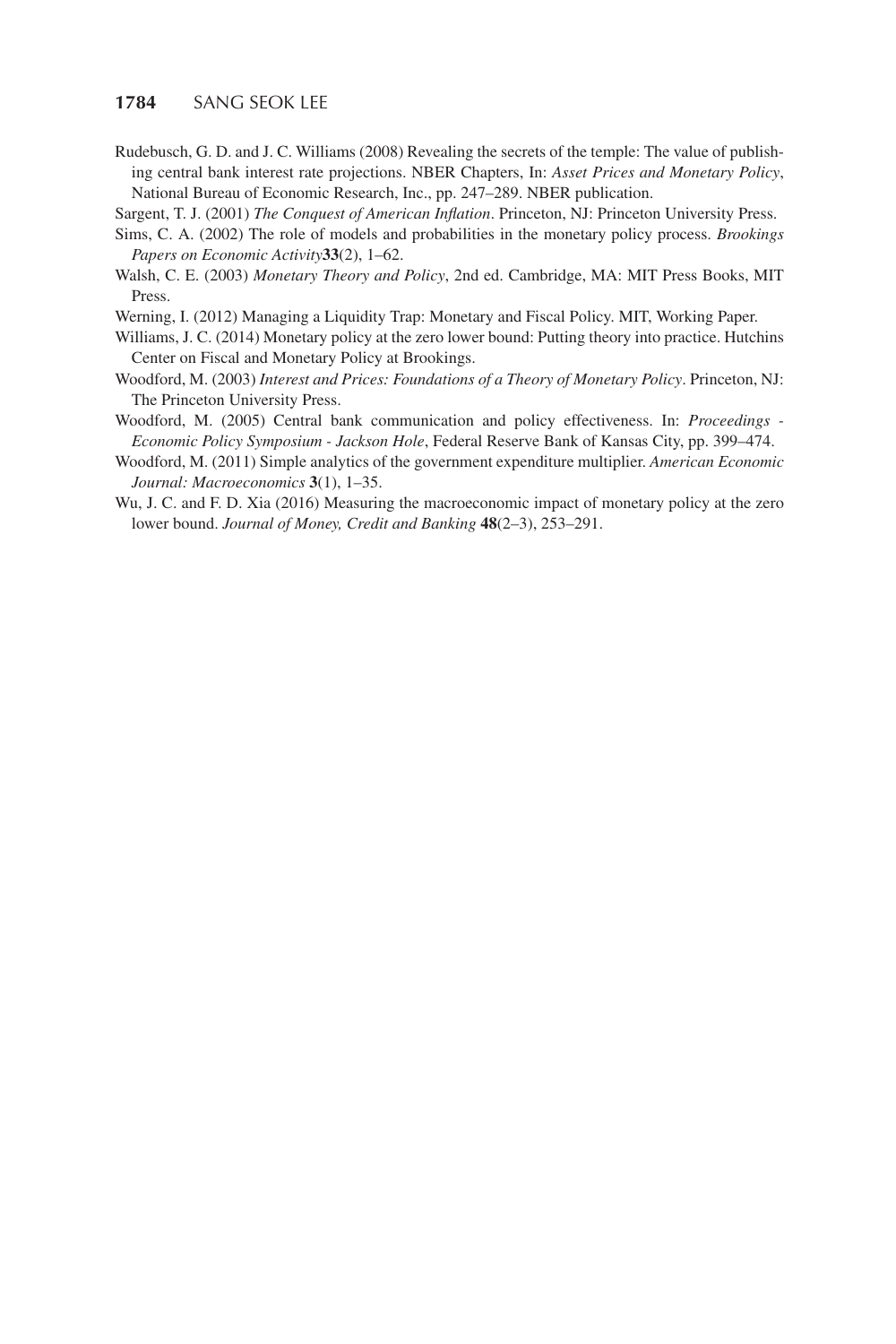Rudebusch, G. D. and J. C. Williams (2008) Revealing the secrets of the temple: The value of publishing central bank interest rate projections. NBER Chapters, In: *Asset Prices and Monetary Policy*, National Bureau of Economic Research, Inc., pp. 247–289. NBER publication.

Sargent, T. J. (2001) *The Conquest of American Inflation*. Princeton, NJ: Princeton University Press.

Sims, C. A. (2002) The role of models and probabilities in the monetary policy process. *Brookings Papers on Economic Activity* **33**(2), 1–62.

Walsh, C. E. (2003) *Monetary Theory and Policy*, 2nd ed. Cambridge, MA: MIT Press Books, MIT Press.

Werning, I. (2012) Managing a Liquidity Trap: Monetary and Fiscal Policy. MIT, Working Paper.

Williams, J. C. (2014) Monetary policy at the zero lower bound: Putting theory into practice. Hutchins Center on Fiscal and Monetary Policy at Brookings.

Woodford, M. (2003) *Interest and Prices: Foundations of a Theory of Monetary Policy*. Princeton, NJ: The Princeton University Press.

Woodford, M. (2005) Central bank communication and policy effectiveness. In: *Proceedings - Economic Policy Symposium - Jackson Hole*, Federal Reserve Bank of Kansas City, pp. 399–474.

Woodford, M. (2011) Simple analytics of the government expenditure multiplier. *American Economic Journal: Macroeconomics* **3**(1), 1–35.

Wu, J. C. and F. D. Xia (2016) Measuring the macroeconomic impact of monetary policy at the zero lower bound. *Journal of Money, Credit and Banking* **48**(2–3), 253–291.